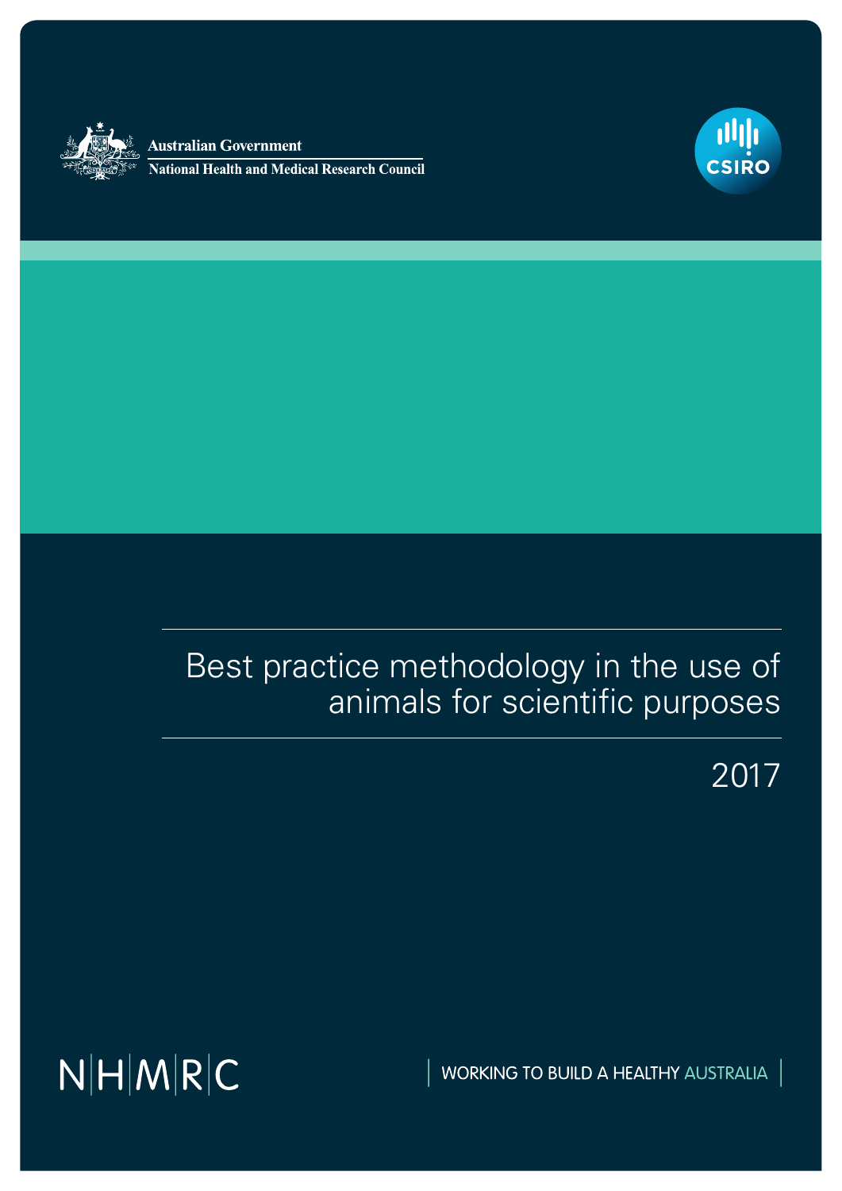Australian Government

National Health and Medical Research Council

CSIRO

# Best practice methodology in the use of animals for scientific purposes

2017

NHMRC

WORKING TO BUILD A HEALTHY AUSTRALIA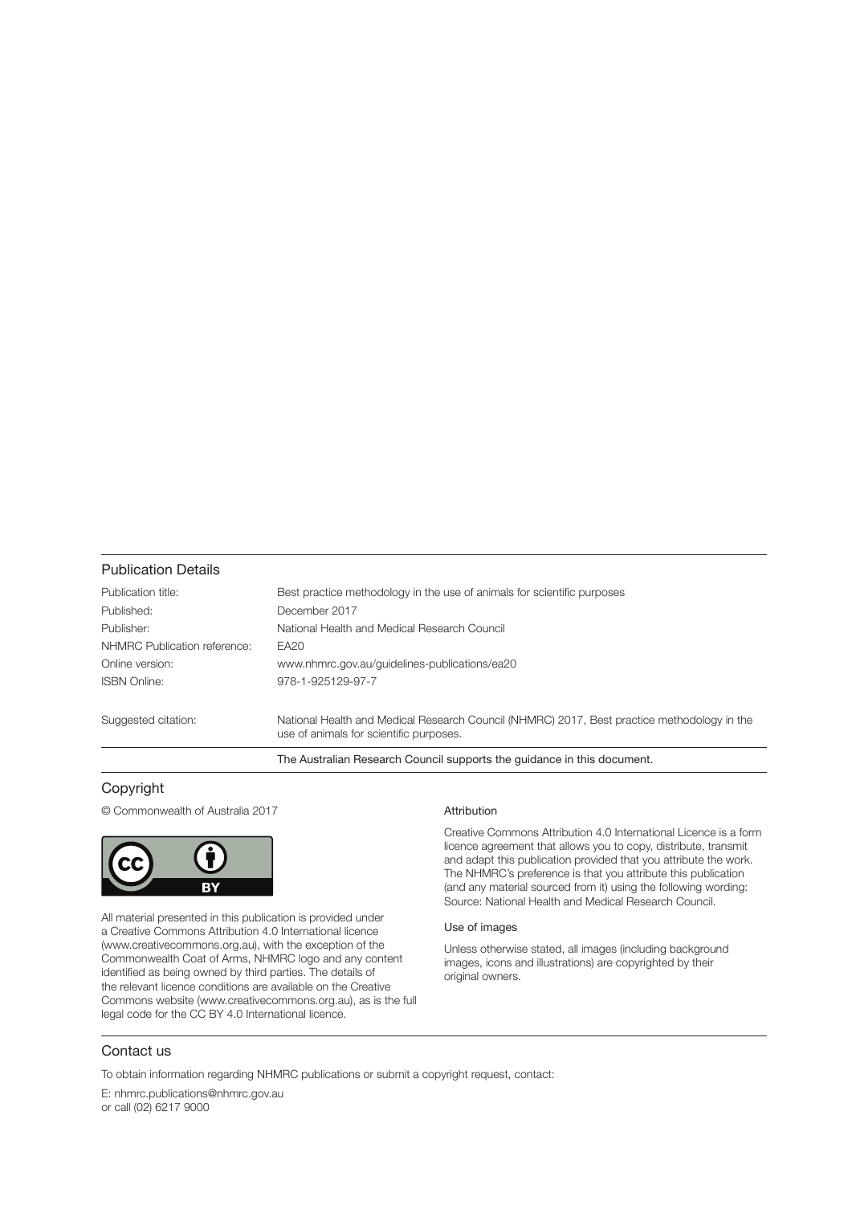## Publication Details

| | |
|---|---|
| Publication title: | Best practice methodology in the use of animals for scientific purposes |
| Published: | December 2017 |
| Publisher: | National Health and Medical Research Council |
| NHMRC Publication reference: | EA20 |
| Online version: | www.nhmrc.gov.au/guidelines-publications/ea20 |
| ISBN Online: | 978-1-925129-97-7 |
| Suggested citation: | National Health and Medical Research Council (NHMRC) 2017, Best practice methodology in the use of animals for scientific purposes. |

The Australian Research Council supports the guidance in this document.

## Copyright

© Commonwealth of Australia 2017

All material presented in this publication is provided under a Creative Commons Attribution 4.0 International licence (www.creativecommons.org.au), with the exception of the Commonwealth Coat of Arms, NHMRC logo and any content identified as being owned by third parties. The details of the relevant licence conditions are available on the Creative Commons website (www.creativecommons.org.au), as is the full legal code for the CC BY 4.0 International licence.

### Attribution

Creative Commons Attribution 4.0 International Licence is a form licence agreement that allows you to copy, distribute, transmit and adapt this publication provided that you attribute the work. The NHMRC's preference is that you attribute this publication (and any material sourced from it) using the following wording: Source: National Health and Medical Research Council.

### Use of images

Unless otherwise stated, all images (including background images, icons and illustrations) are copyrighted by their original owners.

## Contact us

To obtain information regarding NHMRC publications or submit a copyright request, contact:

E: nhmrc.publications@nhmrc.gov.au
or call (02) 6217 9000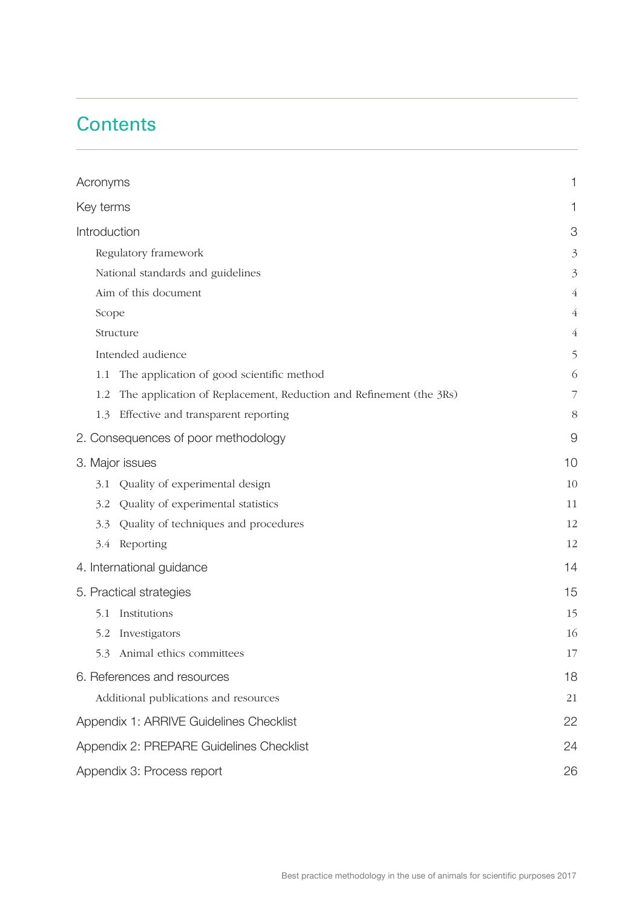# Contents

| | |
|---|---|
| Acronyms | 1 |
| Key terms | 1 |
| Introduction | 3 |
| Regulatory framework | 3 |
| National standards and guidelines | 3 |
| Aim of this document | 4 |
| Scope | 4 |
| Structure | 4 |
| Intended audience | 5 |
| 1.1 The application of good scientific method | 6 |
| 1.2 The application of Replacement, Reduction and Refinement (the 3Rs) | 7 |
| 1.3 Effective and transparent reporting | 8 |
| 2. Consequences of poor methodology | 9 |
| 3. Major issues | 10 |
| 3.1 Quality of experimental design | 10 |
| 3.2 Quality of experimental statistics | 11 |
| 3.3 Quality of techniques and procedures | 12 |
| 3.4 Reporting | 12 |
| 4. International guidance | 14 |
| 5. Practical strategies | 15 |
| 5.1 Institutions | 15 |
| 5.2 Investigators | 16 |
| 5.3 Animal ethics committees | 17 |
| 6. References and resources | 18 |
| Additional publications and resources | 21 |
| Appendix 1: ARRIVE Guidelines Checklist | 22 |
| Appendix 2: PREPARE Guidelines Checklist | 24 |
| Appendix 3: Process report | 26 |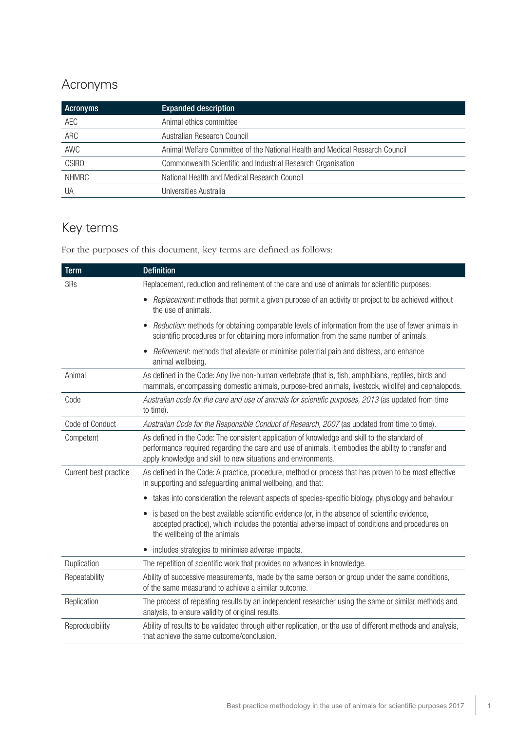## Acronyms

| Acronyms | Expanded description |
|---|---|
| AEC | Animal ethics committee |
| ARC | Australian Research Council |
| AWC | Animal Welfare Committee of the National Health and Medical Research Council |
| CSIRO | Commonwealth Scientific and Industrial Research Organisation |
| NHMRC | National Health and Medical Research Council |
| UA | Universities Australia |

## Key terms

For the purposes of this document, key terms are defined as follows:

| Term | Definition |
|---|---|
| 3Rs | Replacement, reduction and refinement of the care and use of animals for scientific purposes:<br>• *Replacement:* methods that permit a given purpose of an activity or project to be achieved without the use of animals.<br>• *Reduction:* methods for obtaining comparable levels of information from the use of fewer animals in scientific procedures or for obtaining more information from the same number of animals.<br>• *Refinement:* methods that alleviate or minimise potential pain and distress, and enhance animal wellbeing. |
| Animal | As defined in the Code: Any live non-human vertebrate (that is, fish, amphibians, reptiles, birds and mammals, encompassing domestic animals, purpose-bred animals, livestock, wildlife) and cephalopods. |
| Code | *Australian code for the care and use of animals for scientific purposes, 2013* (as updated from time to time). |
| Code of Conduct | *Australian Code for the Responsible Conduct of Research, 2007* (as updated from time to time). |
| Competent | As defined in the Code: The consistent application of knowledge and skill to the standard of performance required regarding the care and use of animals. It embodies the ability to transfer and apply knowledge and skill to new situations and environments. |
| Current best practice | As defined in the Code: A practice, procedure, method or process that has proven to be most effective in supporting and safeguarding animal wellbeing, and that:<br>• takes into consideration the relevant aspects of species-specific biology, physiology and behaviour<br>• is based on the best available scientific evidence (or, in the absence of scientific evidence, accepted practice), which includes the potential adverse impact of conditions and procedures on the wellbeing of the animals<br>• includes strategies to minimise adverse impacts. |
| Duplication | The repetition of scientific work that provides no advances in knowledge. |
| Repeatability | Ability of successive measurements, made by the same person or group under the same conditions, of the same measurand to achieve a similar outcome. |
| Replication | The process of repeating results by an independent researcher using the same or similar methods and analysis, to ensure validity of original results. |
| Reproducibility | Ability of results to be validated through either replication, or the use of different methods and analysis, that achieve the same outcome/conclusion. |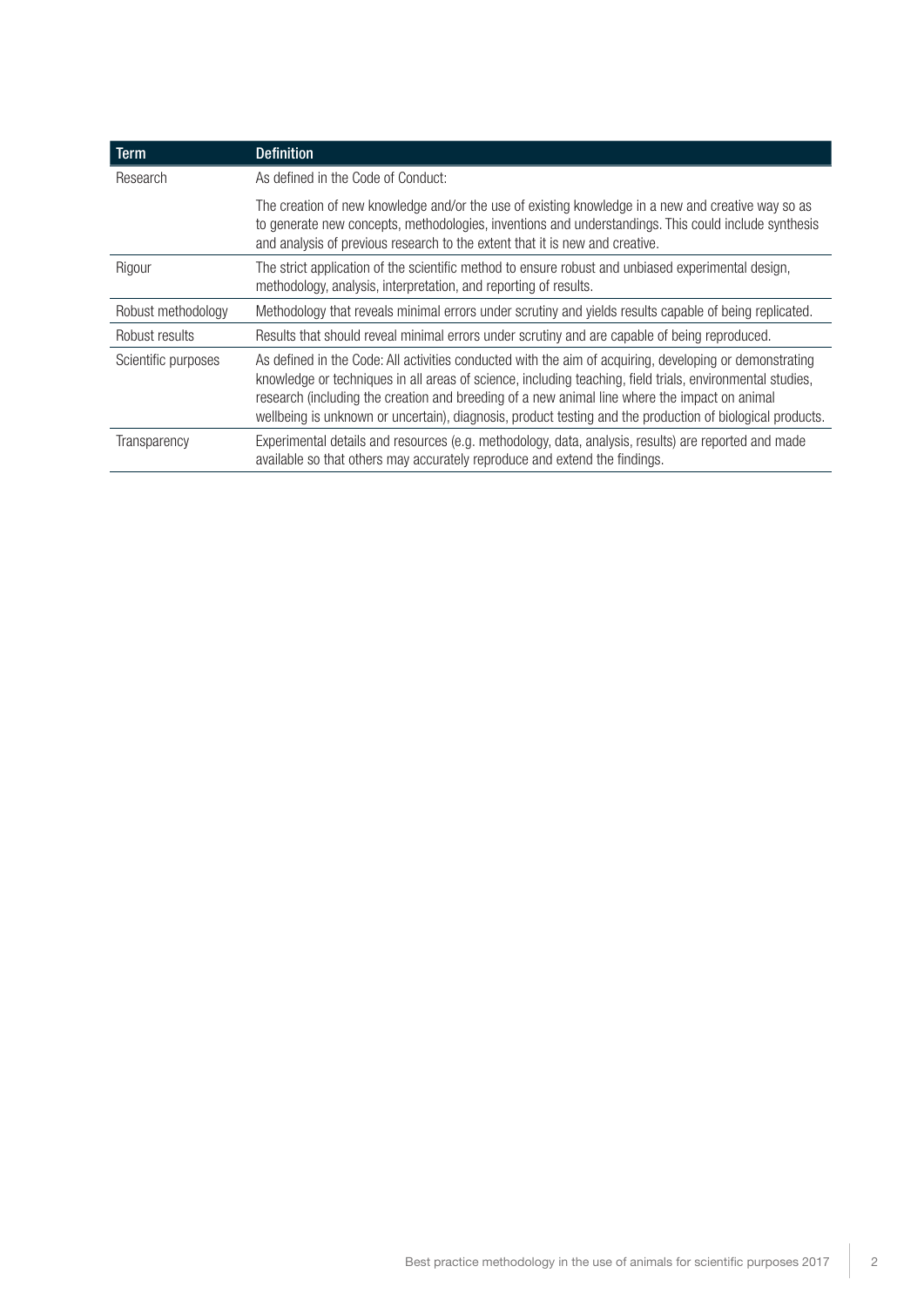| Term | Definition |
| --- | --- |
| Research | As defined in the Code of Conduct:<br><br>The creation of new knowledge and/or the use of existing knowledge in a new and creative way so as to generate new concepts, methodologies, inventions and understandings. This could include synthesis and analysis of previous research to the extent that it is new and creative. |
| Rigour | The strict application of the scientific method to ensure robust and unbiased experimental design, methodology, analysis, interpretation, and reporting of results. |
| Robust methodology | Methodology that reveals minimal errors under scrutiny and yields results capable of being replicated. |
| Robust results | Results that should reveal minimal errors under scrutiny and are capable of being reproduced. |
| Scientific purposes | As defined in the Code: All activities conducted with the aim of acquiring, developing or demonstrating knowledge or techniques in all areas of science, including teaching, field trials, environmental studies, research (including the creation and breeding of a new animal line where the impact on animal wellbeing is unknown or uncertain), diagnosis, product testing and the production of biological products. |
| Transparency | Experimental details and resources (e.g. methodology, data, analysis, results) are reported and made available so that others may accurately reproduce and extend the findings. |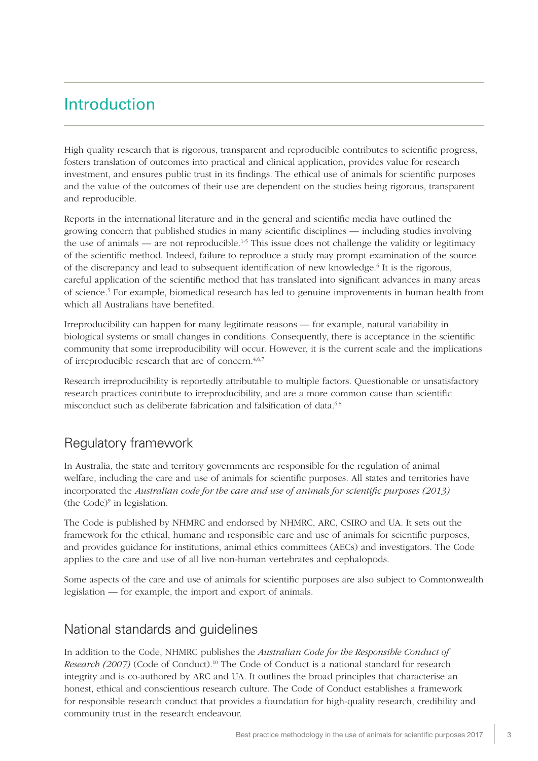# Introduction

High quality research that is rigorous, transparent and reproducible contributes to scientific progress, fosters translation of outcomes into practical and clinical application, provides value for research investment, and ensures public trust in its findings. The ethical use of animals for scientific purposes and the value of the outcomes of their use are dependent on the studies being rigorous, transparent and reproducible.

Reports in the international literature and in the general and scientific media have outlined the growing concern that published studies in many scientific disciplines — including studies involving the use of animals — are not reproducible.[1-5] This issue does not challenge the validity or legitimacy of the scientific method. Indeed, failure to reproduce a study may prompt examination of the source of the discrepancy and lead to subsequent identification of new knowledge.[6] It is the rigorous, careful application of the scientific method that has translated into significant advances in many areas of science.[3] For example, biomedical research has led to genuine improvements in human health from which all Australians have benefited.

Irreproducibility can happen for many legitimate reasons — for example, natural variability in biological systems or small changes in conditions. Consequently, there is acceptance in the scientific community that some irreproducibility will occur. However, it is the current scale and the implications of irreproducible research that are of concern.[4,6,7]

Research irreproducibility is reportedly attributable to multiple factors. Questionable or unsatisfactory research practices contribute to irreproducibility, and are a more common cause than scientific misconduct such as deliberate fabrication and falsification of data.[6,8]

## Regulatory framework

In Australia, the state and territory governments are responsible for the regulation of animal welfare, including the care and use of animals for scientific purposes. All states and territories have incorporated the *Australian code for the care and use of animals for scientific purposes (2013)* (the Code)[9] in legislation.

The Code is published by NHMRC and endorsed by NHMRC, ARC, CSIRO and UA. It sets out the framework for the ethical, humane and responsible care and use of animals for scientific purposes, and provides guidance for institutions, animal ethics committees (AECs) and investigators. The Code applies to the care and use of all live non-human vertebrates and cephalopods.

Some aspects of the care and use of animals for scientific purposes are also subject to Commonwealth legislation — for example, the import and export of animals.

## National standards and guidelines

In addition to the Code, NHMRC publishes the *Australian Code for the Responsible Conduct of Research (2007)* (Code of Conduct).[10] The Code of Conduct is a national standard for research integrity and is co-authored by ARC and UA. It outlines the broad principles that characterise an honest, ethical and conscientious research culture. The Code of Conduct establishes a framework for responsible research conduct that provides a foundation for high-quality research, credibility and community trust in the research endeavour.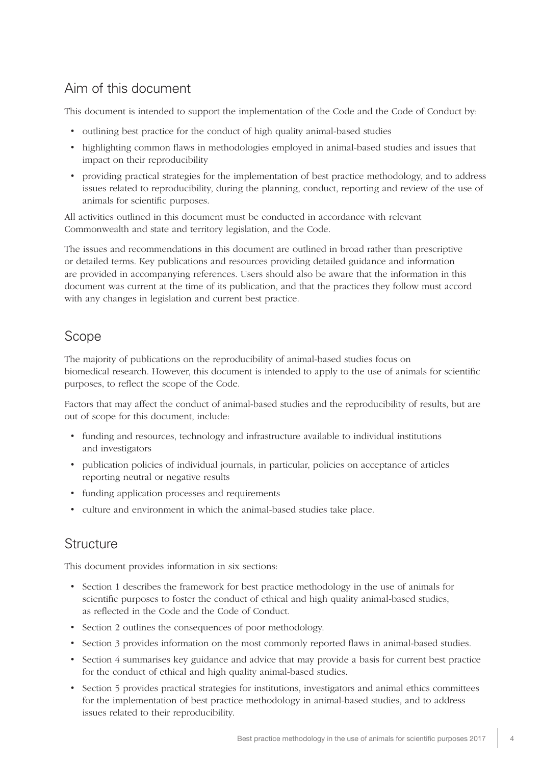## Aim of this document

This document is intended to support the implementation of the Code and the Code of Conduct by:

- outlining best practice for the conduct of high quality animal-based studies
- highlighting common flaws in methodologies employed in animal-based studies and issues that impact on their reproducibility
- providing practical strategies for the implementation of best practice methodology, and to address issues related to reproducibility, during the planning, conduct, reporting and review of the use of animals for scientific purposes.

All activities outlined in this document must be conducted in accordance with relevant Commonwealth and state and territory legislation, and the Code.

The issues and recommendations in this document are outlined in broad rather than prescriptive or detailed terms. Key publications and resources providing detailed guidance and information are provided in accompanying references. Users should also be aware that the information in this document was current at the time of its publication, and that the practices they follow must accord with any changes in legislation and current best practice.

## Scope

The majority of publications on the reproducibility of animal-based studies focus on biomedical research. However, this document is intended to apply to the use of animals for scientific purposes, to reflect the scope of the Code.

Factors that may affect the conduct of animal-based studies and the reproducibility of results, but are out of scope for this document, include:

- funding and resources, technology and infrastructure available to individual institutions and investigators
- publication policies of individual journals, in particular, policies on acceptance of articles reporting neutral or negative results
- funding application processes and requirements
- culture and environment in which the animal-based studies take place.

## Structure

This document provides information in six sections:

- Section 1 describes the framework for best practice methodology in the use of animals for scientific purposes to foster the conduct of ethical and high quality animal-based studies, as reflected in the Code and the Code of Conduct.
- Section 2 outlines the consequences of poor methodology.
- Section 3 provides information on the most commonly reported flaws in animal-based studies.
- Section 4 summarises key guidance and advice that may provide a basis for current best practice for the conduct of ethical and high quality animal-based studies.
- Section 5 provides practical strategies for institutions, investigators and animal ethics committees for the implementation of best practice methodology in animal-based studies, and to address issues related to their reproducibility.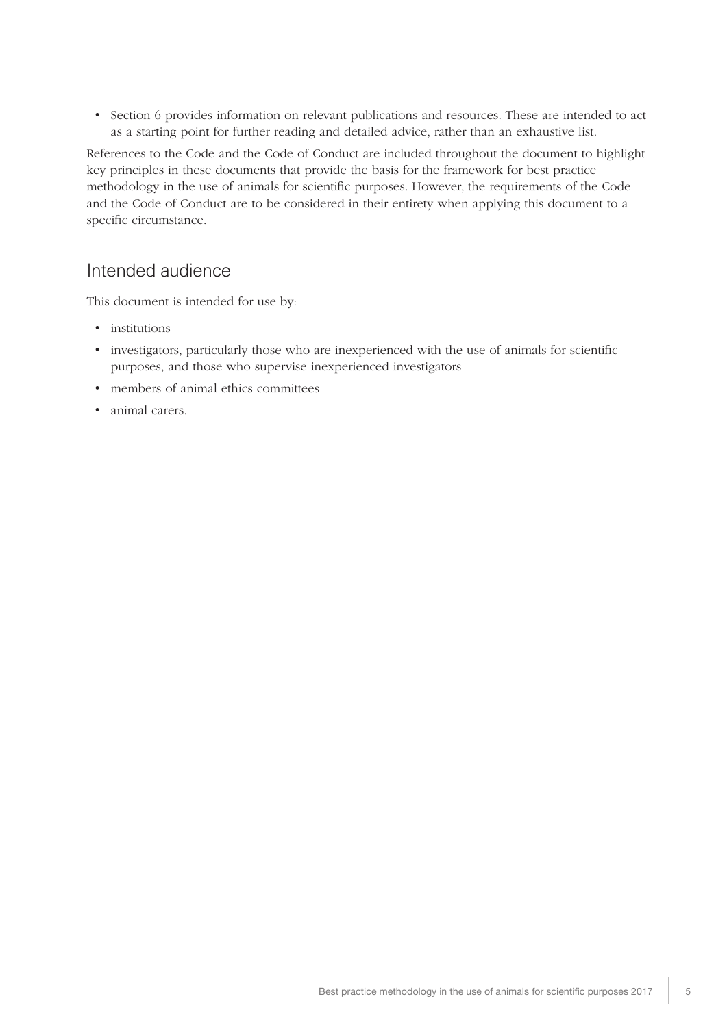- Section 6 provides information on relevant publications and resources. These are intended to act as a starting point for further reading and detailed advice, rather than an exhaustive list.

References to the Code and the Code of Conduct are included throughout the document to highlight key principles in these documents that provide the basis for the framework for best practice methodology in the use of animals for scientific purposes. However, the requirements of the Code and the Code of Conduct are to be considered in their entirety when applying this document to a specific circumstance.

## Intended audience

This document is intended for use by:

- institutions
- investigators, particularly those who are inexperienced with the use of animals for scientific purposes, and those who supervise inexperienced investigators
- members of animal ethics committees
- animal carers.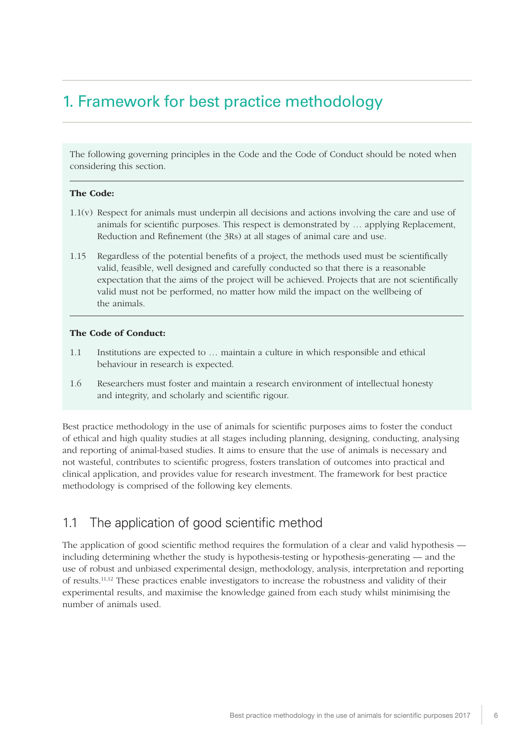# 1. Framework for best practice methodology

The following governing principles in the Code and the Code of Conduct should be noted when considering this section.

**The Code:**

1.1(v) Respect for animals must underpin all decisions and actions involving the care and use of animals for scientific purposes. This respect is demonstrated by … applying Replacement, Reduction and Refinement (the 3Rs) at all stages of animal care and use.

1.15 Regardless of the potential benefits of a project, the methods used must be scientifically valid, feasible, well designed and carefully conducted so that there is a reasonable expectation that the aims of the project will be achieved. Projects that are not scientifically valid must not be performed, no matter how mild the impact on the wellbeing of the animals.

**The Code of Conduct:**

1.1 Institutions are expected to … maintain a culture in which responsible and ethical behaviour in research is expected.

1.6 Researchers must foster and maintain a research environment of intellectual honesty and integrity, and scholarly and scientific rigour.

Best practice methodology in the use of animals for scientific purposes aims to foster the conduct of ethical and high quality studies at all stages including planning, designing, conducting, analysing and reporting of animal-based studies. It aims to ensure that the use of animals is necessary and not wasteful, contributes to scientific progress, fosters translation of outcomes into practical and clinical application, and provides value for research investment. The framework for best practice methodology is comprised of the following key elements.

## 1.1 The application of good scientific method

The application of good scientific method requires the formulation of a clear and valid hypothesis — including determining whether the study is hypothesis-testing or hypothesis-generating — and the use of robust and unbiased experimental design, methodology, analysis, interpretation and reporting of results.[11,12] These practices enable investigators to increase the robustness and validity of their experimental results, and maximise the knowledge gained from each study whilst minimising the number of animals used.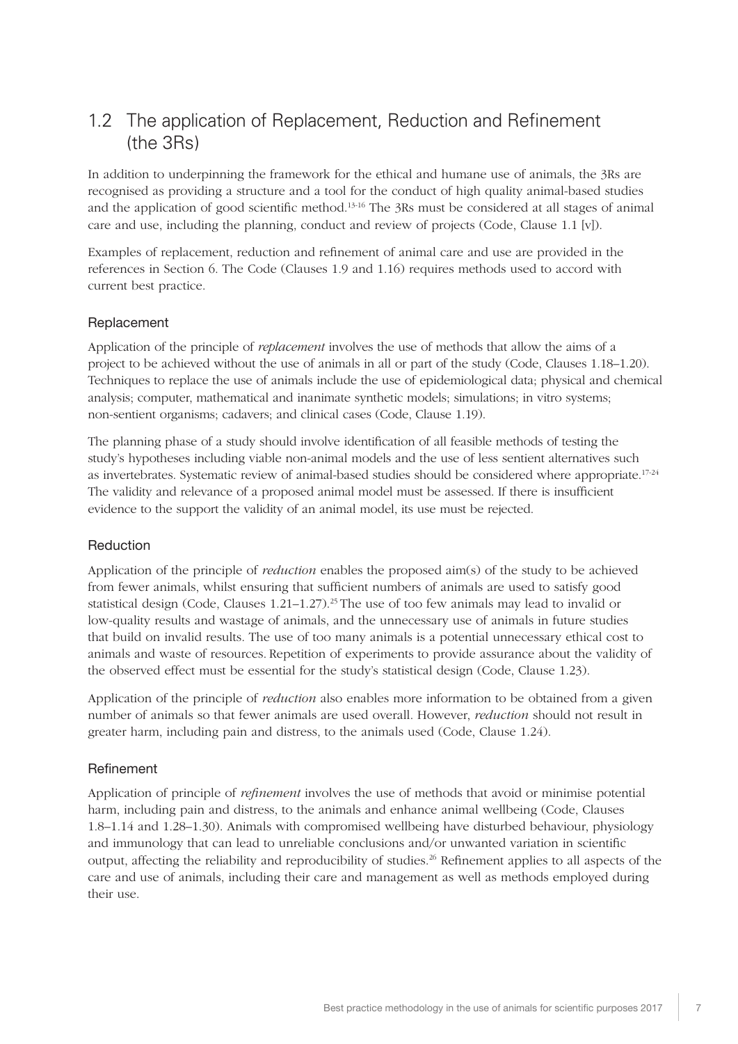## 1.2 The application of Replacement, Reduction and Refinement (the 3Rs)

In addition to underpinning the framework for the ethical and humane use of animals, the 3Rs are recognised as providing a structure and a tool for the conduct of high quality animal-based studies and the application of good scientific method.[13-16] The 3Rs must be considered at all stages of animal care and use, including the planning, conduct and review of projects (Code, Clause 1.1 [v]).

Examples of replacement, reduction and refinement of animal care and use are provided in the references in Section 6. The Code (Clauses 1.9 and 1.16) requires methods used to accord with current best practice.

### Replacement

Application of the principle of *replacement* involves the use of methods that allow the aims of a project to be achieved without the use of animals in all or part of the study (Code, Clauses 1.18–1.20). Techniques to replace the use of animals include the use of epidemiological data; physical and chemical analysis; computer, mathematical and inanimate synthetic models; simulations; in vitro systems; non-sentient organisms; cadavers; and clinical cases (Code, Clause 1.19).

The planning phase of a study should involve identification of all feasible methods of testing the study's hypotheses including viable non-animal models and the use of less sentient alternatives such as invertebrates. Systematic review of animal-based studies should be considered where appropriate.[17-24] The validity and relevance of a proposed animal model must be assessed. If there is insufficient evidence to the support the validity of an animal model, its use must be rejected.

### Reduction

Application of the principle of *reduction* enables the proposed aim(s) of the study to be achieved from fewer animals, whilst ensuring that sufficient numbers of animals are used to satisfy good statistical design (Code, Clauses 1.21–1.27).[25] The use of too few animals may lead to invalid or low-quality results and wastage of animals, and the unnecessary use of animals in future studies that build on invalid results. The use of too many animals is a potential unnecessary ethical cost to animals and waste of resources. Repetition of experiments to provide assurance about the validity of the observed effect must be essential for the study's statistical design (Code, Clause 1.23).

Application of the principle of *reduction* also enables more information to be obtained from a given number of animals so that fewer animals are used overall. However, *reduction* should not result in greater harm, including pain and distress, to the animals used (Code, Clause 1.24).

### Refinement

Application of principle of *refinement* involves the use of methods that avoid or minimise potential harm, including pain and distress, to the animals and enhance animal wellbeing (Code, Clauses 1.8–1.14 and 1.28–1.30). Animals with compromised wellbeing have disturbed behaviour, physiology and immunology that can lead to unreliable conclusions and/or unwanted variation in scientific output, affecting the reliability and reproducibility of studies.[26] Refinement applies to all aspects of the care and use of animals, including their care and management as well as methods employed during their use.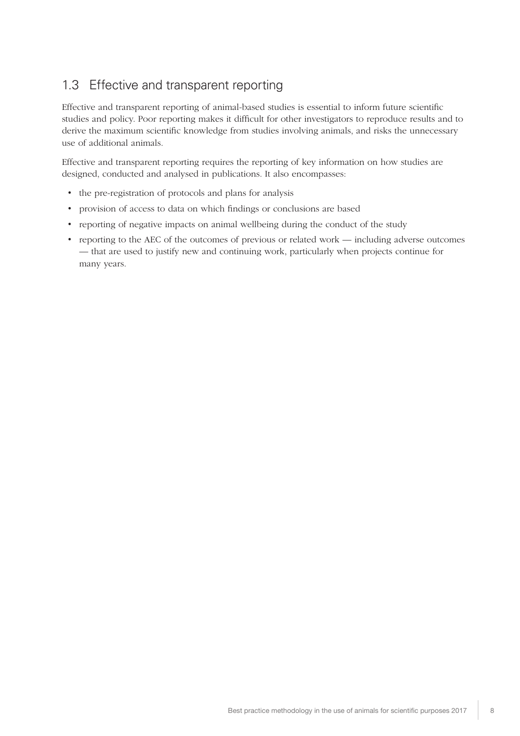## 1.3 Effective and transparent reporting

Effective and transparent reporting of animal-based studies is essential to inform future scientific studies and policy. Poor reporting makes it difficult for other investigators to reproduce results and to derive the maximum scientific knowledge from studies involving animals, and risks the unnecessary use of additional animals.

Effective and transparent reporting requires the reporting of key information on how studies are designed, conducted and analysed in publications. It also encompasses:

- the pre-registration of protocols and plans for analysis
- provision of access to data on which findings or conclusions are based
- reporting of negative impacts on animal wellbeing during the conduct of the study
- reporting to the AEC of the outcomes of previous or related work — including adverse outcomes — that are used to justify new and continuing work, particularly when projects continue for many years.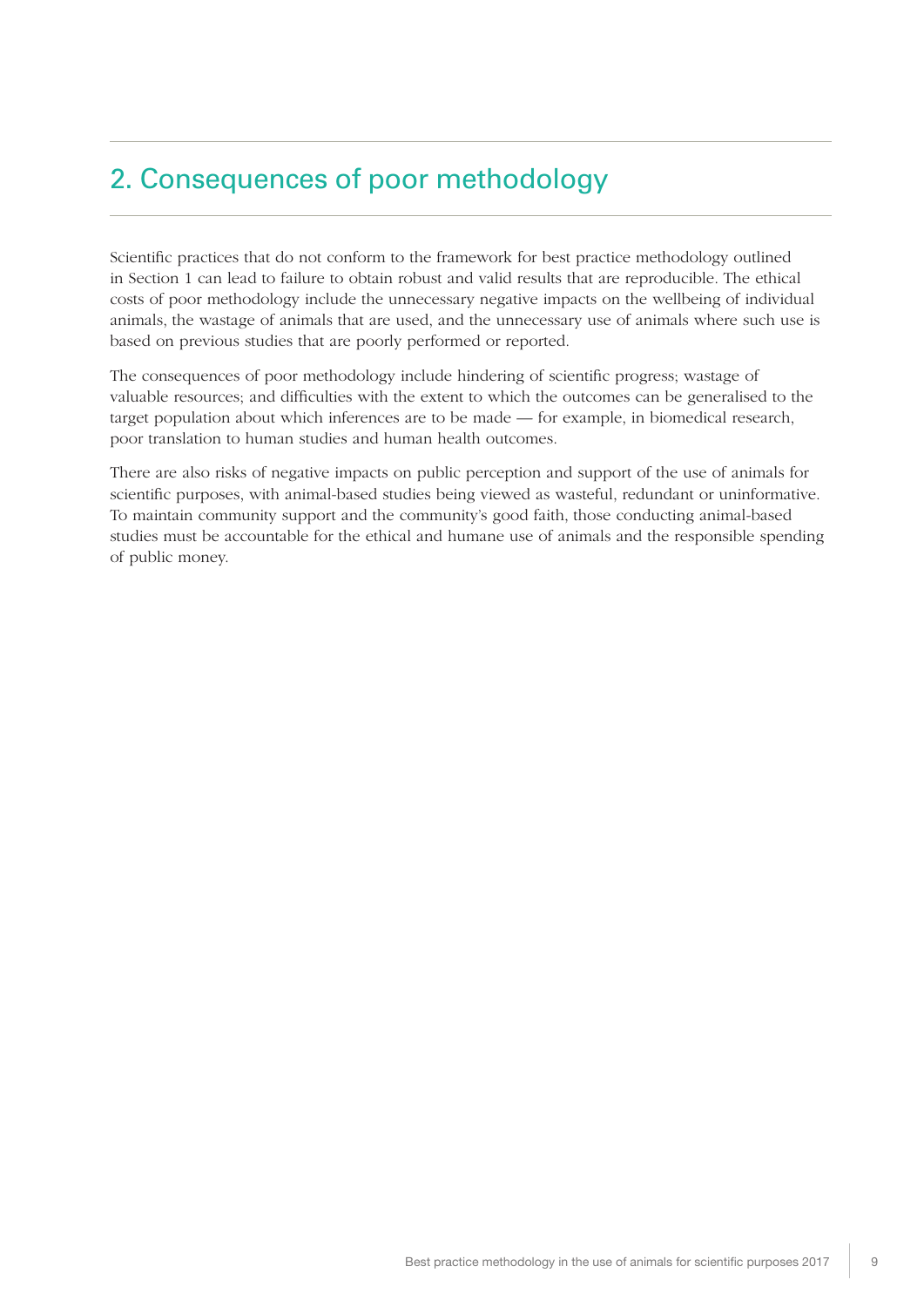## 2. Consequences of poor methodology

Scientific practices that do not conform to the framework for best practice methodology outlined in Section 1 can lead to failure to obtain robust and valid results that are reproducible. The ethical costs of poor methodology include the unnecessary negative impacts on the wellbeing of individual animals, the wastage of animals that are used, and the unnecessary use of animals where such use is based on previous studies that are poorly performed or reported.

The consequences of poor methodology include hindering of scientific progress; wastage of valuable resources; and difficulties with the extent to which the outcomes can be generalised to the target population about which inferences are to be made — for example, in biomedical research, poor translation to human studies and human health outcomes.

There are also risks of negative impacts on public perception and support of the use of animals for scientific purposes, with animal-based studies being viewed as wasteful, redundant or uninformative. To maintain community support and the community's good faith, those conducting animal-based studies must be accountable for the ethical and humane use of animals and the responsible spending of public money.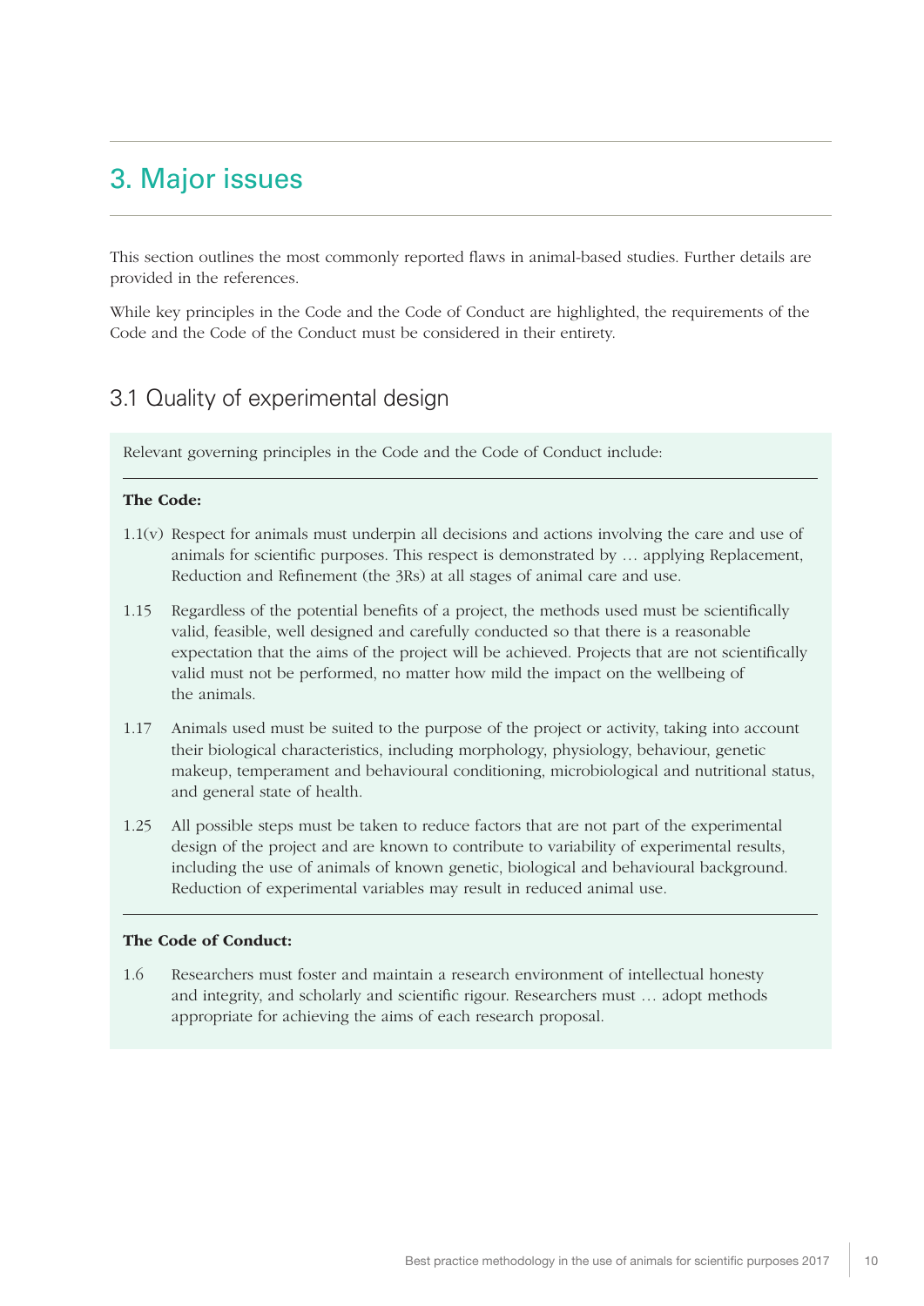# 3. Major issues

This section outlines the most commonly reported flaws in animal-based studies. Further details are provided in the references.

While key principles in the Code and the Code of Conduct are highlighted, the requirements of the Code and the Code of the Conduct must be considered in their entirety.

## 3.1 Quality of experimental design

Relevant governing principles in the Code and the Code of Conduct include:

**The Code:**

1.1(v) Respect for animals must underpin all decisions and actions involving the care and use of animals for scientific purposes. This respect is demonstrated by … applying Replacement, Reduction and Refinement (the 3Rs) at all stages of animal care and use.

1.15 Regardless of the potential benefits of a project, the methods used must be scientifically valid, feasible, well designed and carefully conducted so that there is a reasonable expectation that the aims of the project will be achieved. Projects that are not scientifically valid must not be performed, no matter how mild the impact on the wellbeing of the animals.

1.17 Animals used must be suited to the purpose of the project or activity, taking into account their biological characteristics, including morphology, physiology, behaviour, genetic makeup, temperament and behavioural conditioning, microbiological and nutritional status, and general state of health.

1.25 All possible steps must be taken to reduce factors that are not part of the experimental design of the project and are known to contribute to variability of experimental results, including the use of animals of known genetic, biological and behavioural background. Reduction of experimental variables may result in reduced animal use.

**The Code of Conduct:**

1.6 Researchers must foster and maintain a research environment of intellectual honesty and integrity, and scholarly and scientific rigour. Researchers must … adopt methods appropriate for achieving the aims of each research proposal.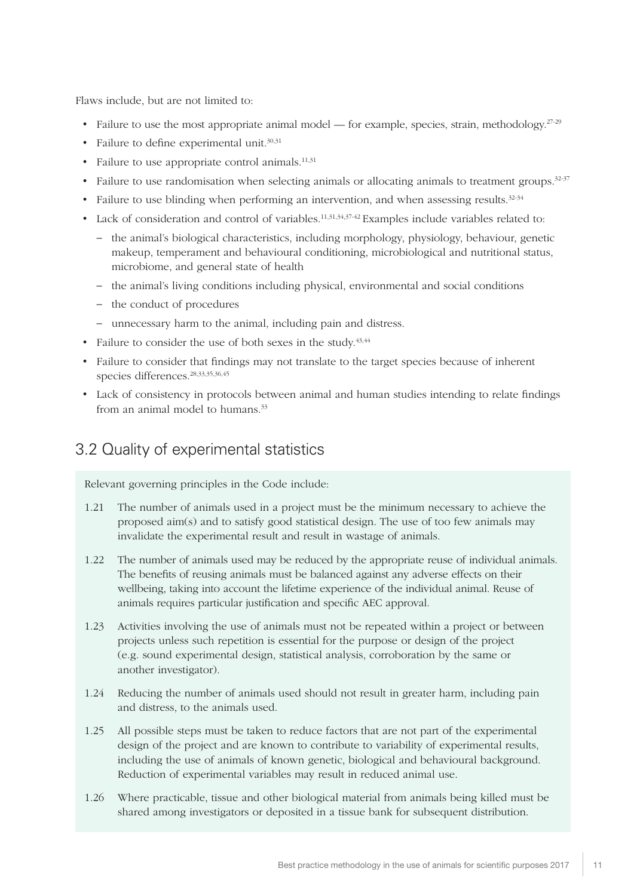Flaws include, but are not limited to:

- Failure to use the most appropriate animal model — for example, species, strain, methodology.[27-29]
- Failure to define experimental unit.[30,31]
- Failure to use appropriate control animals.[11,31]
- Failure to use randomisation when selecting animals or allocating animals to treatment groups.[32-37]
- Failure to use blinding when performing an intervention, and when assessing results.[32-34]
- Lack of consideration and control of variables.[11,31,34,37-42] Examples include variables related to:
  - the animal's biological characteristics, including morphology, physiology, behaviour, genetic makeup, temperament and behavioural conditioning, microbiological and nutritional status, microbiome, and general state of health
  - the animal's living conditions including physical, environmental and social conditions
  - the conduct of procedures
  - unnecessary harm to the animal, including pain and distress.
- Failure to consider the use of both sexes in the study.[43,44]
- Failure to consider that findings may not translate to the target species because of inherent species differences.[28,33,35,36,45]
- Lack of consistency in protocols between animal and human studies intending to relate findings from an animal model to humans.[33]

## 3.2 Quality of experimental statistics

Relevant governing principles in the Code include:

1.21 The number of animals used in a project must be the minimum necessary to achieve the proposed aim(s) and to satisfy good statistical design. The use of too few animals may invalidate the experimental result and result in wastage of animals.

1.22 The number of animals used may be reduced by the appropriate reuse of individual animals. The benefits of reusing animals must be balanced against any adverse effects on their wellbeing, taking into account the lifetime experience of the individual animal. Reuse of animals requires particular justification and specific AEC approval.

1.23 Activities involving the use of animals must not be repeated within a project or between projects unless such repetition is essential for the purpose or design of the project (e.g. sound experimental design, statistical analysis, corroboration by the same or another investigator).

1.24 Reducing the number of animals used should not result in greater harm, including pain and distress, to the animals used.

1.25 All possible steps must be taken to reduce factors that are not part of the experimental design of the project and are known to contribute to variability of experimental results, including the use of animals of known genetic, biological and behavioural background. Reduction of experimental variables may result in reduced animal use.

1.26 Where practicable, tissue and other biological material from animals being killed must be shared among investigators or deposited in a tissue bank for subsequent distribution.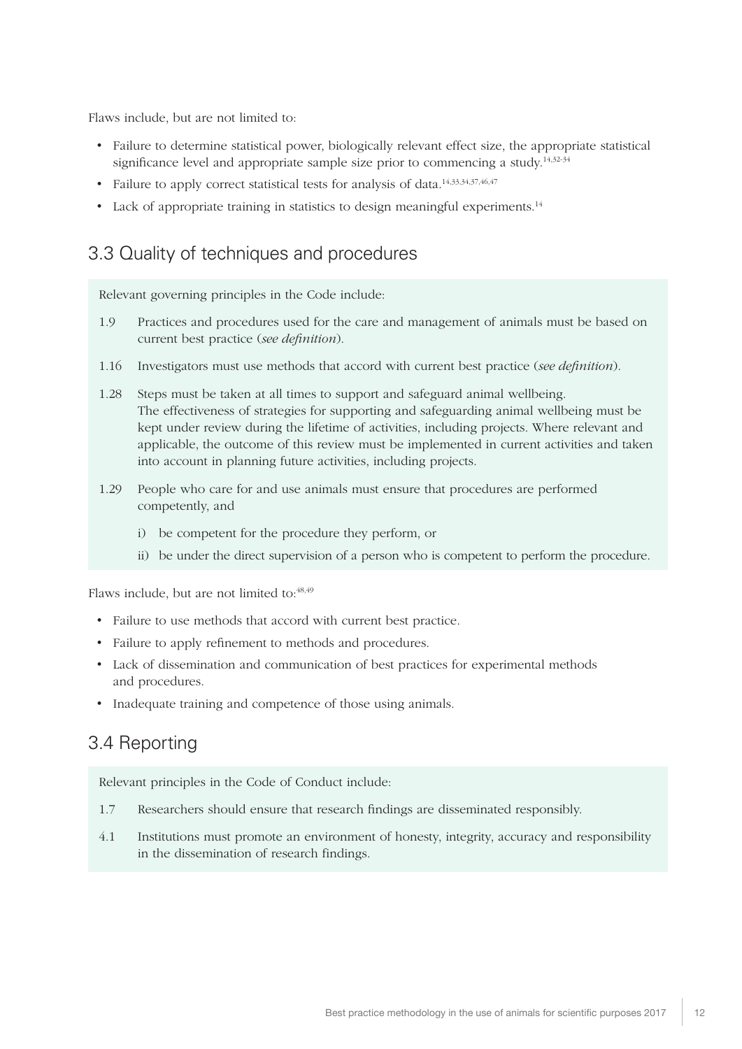Flaws include, but are not limited to:

- Failure to determine statistical power, biologically relevant effect size, the appropriate statistical significance level and appropriate sample size prior to commencing a study.[14,32-34]
- Failure to apply correct statistical tests for analysis of data.[14,33,34,37,46,47]
- Lack of appropriate training in statistics to design meaningful experiments.[14]

## 3.3 Quality of techniques and procedures

Relevant governing principles in the Code include:

1.9 Practices and procedures used for the care and management of animals must be based on current best practice (*see definition*).

1.16 Investigators must use methods that accord with current best practice (*see definition*).

1.28 Steps must be taken at all times to support and safeguard animal wellbeing. The effectiveness of strategies for supporting and safeguarding animal wellbeing must be kept under review during the lifetime of activities, including projects. Where relevant and applicable, the outcome of this review must be implemented in current activities and taken into account in planning future activities, including projects.

1.29 People who care for and use animals must ensure that procedures are performed competently, and

i) be competent for the procedure they perform, or

ii) be under the direct supervision of a person who is competent to perform the procedure.

Flaws include, but are not limited to:[48,49]

- Failure to use methods that accord with current best practice.
- Failure to apply refinement to methods and procedures.
- Lack of dissemination and communication of best practices for experimental methods and procedures.
- Inadequate training and competence of those using animals.

## 3.4 Reporting

Relevant principles in the Code of Conduct include:

1.7 Researchers should ensure that research findings are disseminated responsibly.

4.1 Institutions must promote an environment of honesty, integrity, accuracy and responsibility in the dissemination of research findings.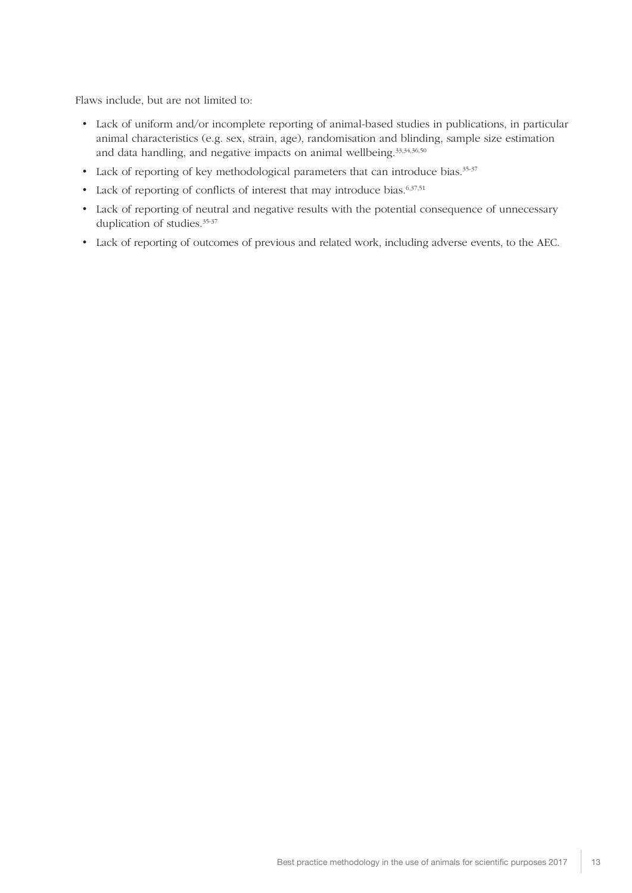Flaws include, but are not limited to:

- Lack of uniform and/or incomplete reporting of animal-based studies in publications, in particular animal characteristics (e.g. sex, strain, age), randomisation and blinding, sample size estimation and data handling, and negative impacts on animal wellbeing.[33,34,36,50]
- Lack of reporting of key methodological parameters that can introduce bias.[35-37]
- Lack of reporting of conflicts of interest that may introduce bias.[6,37,51]
- Lack of reporting of neutral and negative results with the potential consequence of unnecessary duplication of studies.[35-37]
- Lack of reporting of outcomes of previous and related work, including adverse events, to the AEC.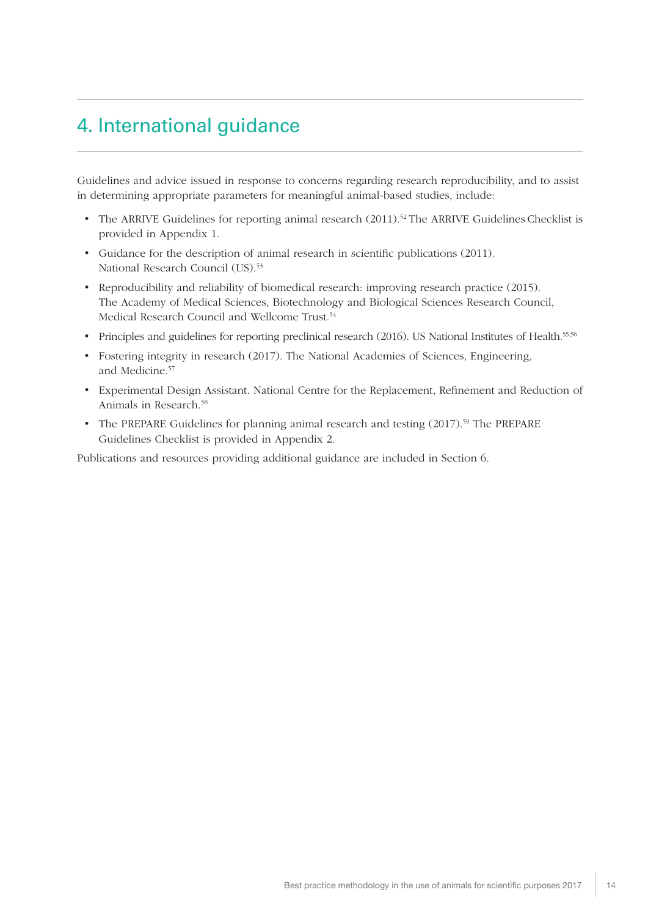# 4. International guidance

Guidelines and advice issued in response to concerns regarding research reproducibility, and to assist in determining appropriate parameters for meaningful animal-based studies, include:

- The ARRIVE Guidelines for reporting animal research (2011).[52] The ARRIVE Guidelines Checklist is provided in Appendix 1.
- Guidance for the description of animal research in scientific publications (2011). National Research Council (US).[53]
- Reproducibility and reliability of biomedical research: improving research practice (2015). The Academy of Medical Sciences, Biotechnology and Biological Sciences Research Council, Medical Research Council and Wellcome Trust.[54]
- Principles and guidelines for reporting preclinical research (2016). US National Institutes of Health.[55,56]
- Fostering integrity in research (2017). The National Academies of Sciences, Engineering, and Medicine.[57]
- Experimental Design Assistant. National Centre for the Replacement, Refinement and Reduction of Animals in Research.[58]
- The PREPARE Guidelines for planning animal research and testing (2017).[59] The PREPARE Guidelines Checklist is provided in Appendix 2.

Publications and resources providing additional guidance are included in Section 6.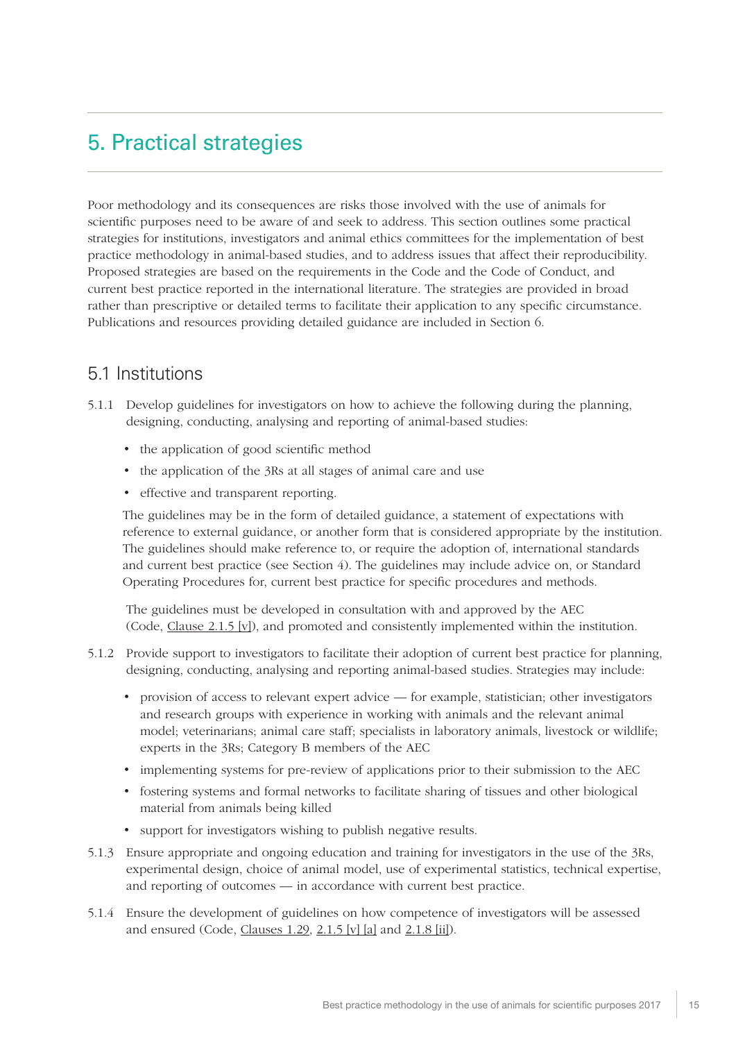# 5. Practical strategies

Poor methodology and its consequences are risks those involved with the use of animals for scientific purposes need to be aware of and seek to address. This section outlines some practical strategies for institutions, investigators and animal ethics committees for the implementation of best practice methodology in animal-based studies, and to address issues that affect their reproducibility. Proposed strategies are based on the requirements in the Code and the Code of Conduct, and current best practice reported in the international literature. The strategies are provided in broad rather than prescriptive or detailed terms to facilitate their application to any specific circumstance. Publications and resources providing detailed guidance are included in Section 6.

## 5.1 Institutions

5.1.1 Develop guidelines for investigators on how to achieve the following during the planning, designing, conducting, analysing and reporting of animal-based studies:

- the application of good scientific method
- the application of the 3Rs at all stages of animal care and use
- effective and transparent reporting.

The guidelines may be in the form of detailed guidance, a statement of expectations with reference to external guidance, or another form that is considered appropriate by the institution. The guidelines should make reference to, or require the adoption of, international standards and current best practice (see Section 4). The guidelines may include advice on, or Standard Operating Procedures for, current best practice for specific procedures and methods.

The guidelines must be developed in consultation with and approved by the AEC (Code, Clause 2.1.5 [v]), and promoted and consistently implemented within the institution.

5.1.2 Provide support to investigators to facilitate their adoption of current best practice for planning, designing, conducting, analysing and reporting animal-based studies. Strategies may include:

- provision of access to relevant expert advice — for example, statistician; other investigators and research groups with experience in working with animals and the relevant animal model; veterinarians; animal care staff; specialists in laboratory animals, livestock or wildlife; experts in the 3Rs; Category B members of the AEC
- implementing systems for pre-review of applications prior to their submission to the AEC
- fostering systems and formal networks to facilitate sharing of tissues and other biological material from animals being killed
- support for investigators wishing to publish negative results.

5.1.3 Ensure appropriate and ongoing education and training for investigators in the use of the 3Rs, experimental design, choice of animal model, use of experimental statistics, technical expertise, and reporting of outcomes — in accordance with current best practice.

5.1.4 Ensure the development of guidelines on how competence of investigators will be assessed and ensured (Code, Clauses 1.29, 2.1.5 [v] [a] and 2.1.8 [ii]).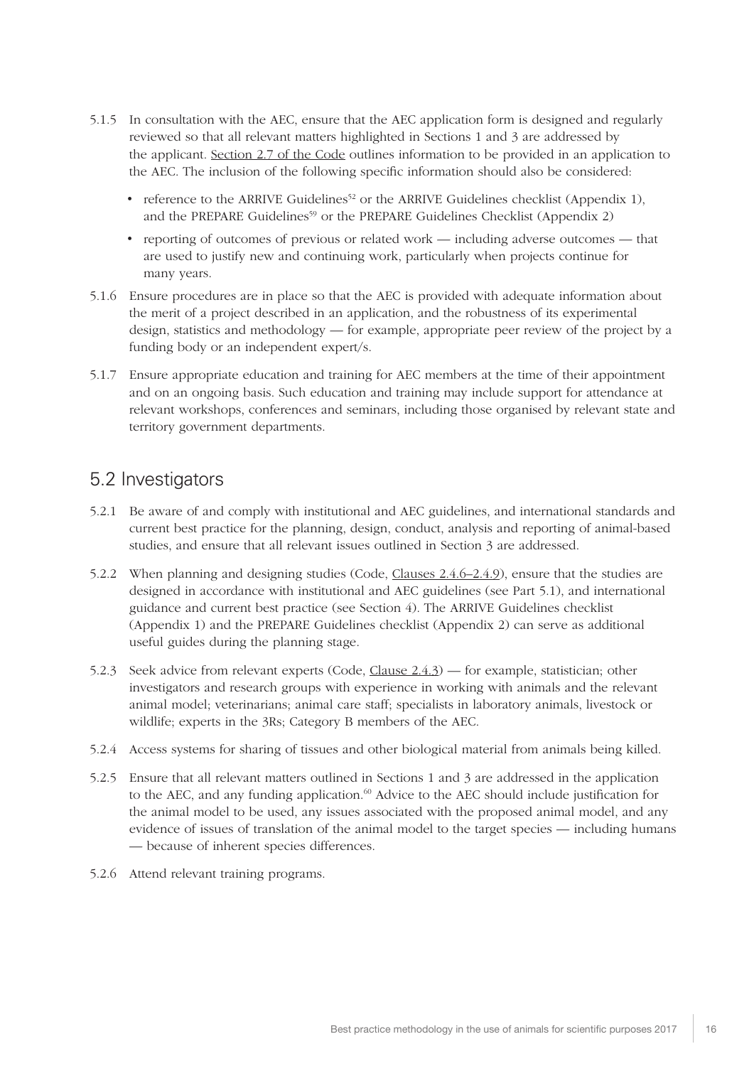5.1.5 In consultation with the AEC, ensure that the AEC application form is designed and regularly reviewed so that all relevant matters highlighted in Sections 1 and 3 are addressed by the applicant. Section 2.7 of the Code outlines information to be provided in an application to the AEC. The inclusion of the following specific information should also be considered:

- reference to the ARRIVE Guidelines[52] or the ARRIVE Guidelines checklist (Appendix 1), and the PREPARE Guidelines[59] or the PREPARE Guidelines Checklist (Appendix 2)
- reporting of outcomes of previous or related work — including adverse outcomes — that are used to justify new and continuing work, particularly when projects continue for many years.

5.1.6 Ensure procedures are in place so that the AEC is provided with adequate information about the merit of a project described in an application, and the robustness of its experimental design, statistics and methodology — for example, appropriate peer review of the project by a funding body or an independent expert/s.

5.1.7 Ensure appropriate education and training for AEC members at the time of their appointment and on an ongoing basis. Such education and training may include support for attendance at relevant workshops, conferences and seminars, including those organised by relevant state and territory government departments.

## 5.2 Investigators

5.2.1 Be aware of and comply with institutional and AEC guidelines, and international standards and current best practice for the planning, design, conduct, analysis and reporting of animal-based studies, and ensure that all relevant issues outlined in Section 3 are addressed.

5.2.2 When planning and designing studies (Code, Clauses 2.4.6–2.4.9), ensure that the studies are designed in accordance with institutional and AEC guidelines (see Part 5.1), and international guidance and current best practice (see Section 4). The ARRIVE Guidelines checklist (Appendix 1) and the PREPARE Guidelines checklist (Appendix 2) can serve as additional useful guides during the planning stage.

5.2.3 Seek advice from relevant experts (Code, Clause 2.4.3) — for example, statistician; other investigators and research groups with experience in working with animals and the relevant animal model; veterinarians; animal care staff; specialists in laboratory animals, livestock or wildlife; experts in the 3Rs; Category B members of the AEC.

5.2.4 Access systems for sharing of tissues and other biological material from animals being killed.

5.2.5 Ensure that all relevant matters outlined in Sections 1 and 3 are addressed in the application to the AEC, and any funding application.[60] Advice to the AEC should include justification for the animal model to be used, any issues associated with the proposed animal model, and any evidence of issues of translation of the animal model to the target species — including humans — because of inherent species differences.

5.2.6 Attend relevant training programs.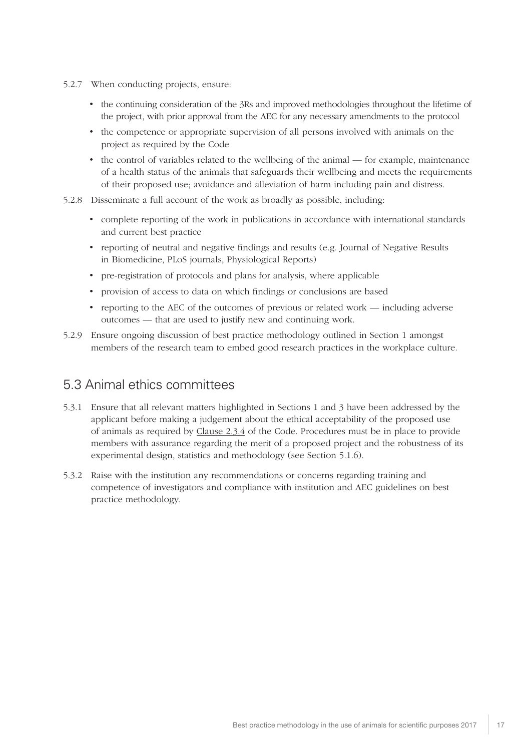5.2.7 When conducting projects, ensure:

- the continuing consideration of the 3Rs and improved methodologies throughout the lifetime of the project, with prior approval from the AEC for any necessary amendments to the protocol
- the competence or appropriate supervision of all persons involved with animals on the project as required by the Code
- the control of variables related to the wellbeing of the animal — for example, maintenance of a health status of the animals that safeguards their wellbeing and meets the requirements of their proposed use; avoidance and alleviation of harm including pain and distress.

5.2.8 Disseminate a full account of the work as broadly as possible, including:

- complete reporting of the work in publications in accordance with international standards and current best practice
- reporting of neutral and negative findings and results (e.g. Journal of Negative Results in Biomedicine, PLoS journals, Physiological Reports)
- pre-registration of protocols and plans for analysis, where applicable
- provision of access to data on which findings or conclusions are based
- reporting to the AEC of the outcomes of previous or related work — including adverse outcomes — that are used to justify new and continuing work.

5.2.9 Ensure ongoing discussion of best practice methodology outlined in Section 1 amongst members of the research team to embed good research practices in the workplace culture.

## 5.3 Animal ethics committees

5.3.1 Ensure that all relevant matters highlighted in Sections 1 and 3 have been addressed by the applicant before making a judgement about the ethical acceptability of the proposed use of animals as required by Clause 2.3.4 of the Code. Procedures must be in place to provide members with assurance regarding the merit of a proposed project and the robustness of its experimental design, statistics and methodology (see Section 5.1.6).

5.3.2 Raise with the institution any recommendations or concerns regarding training and competence of investigators and compliance with institution and AEC guidelines on best practice methodology.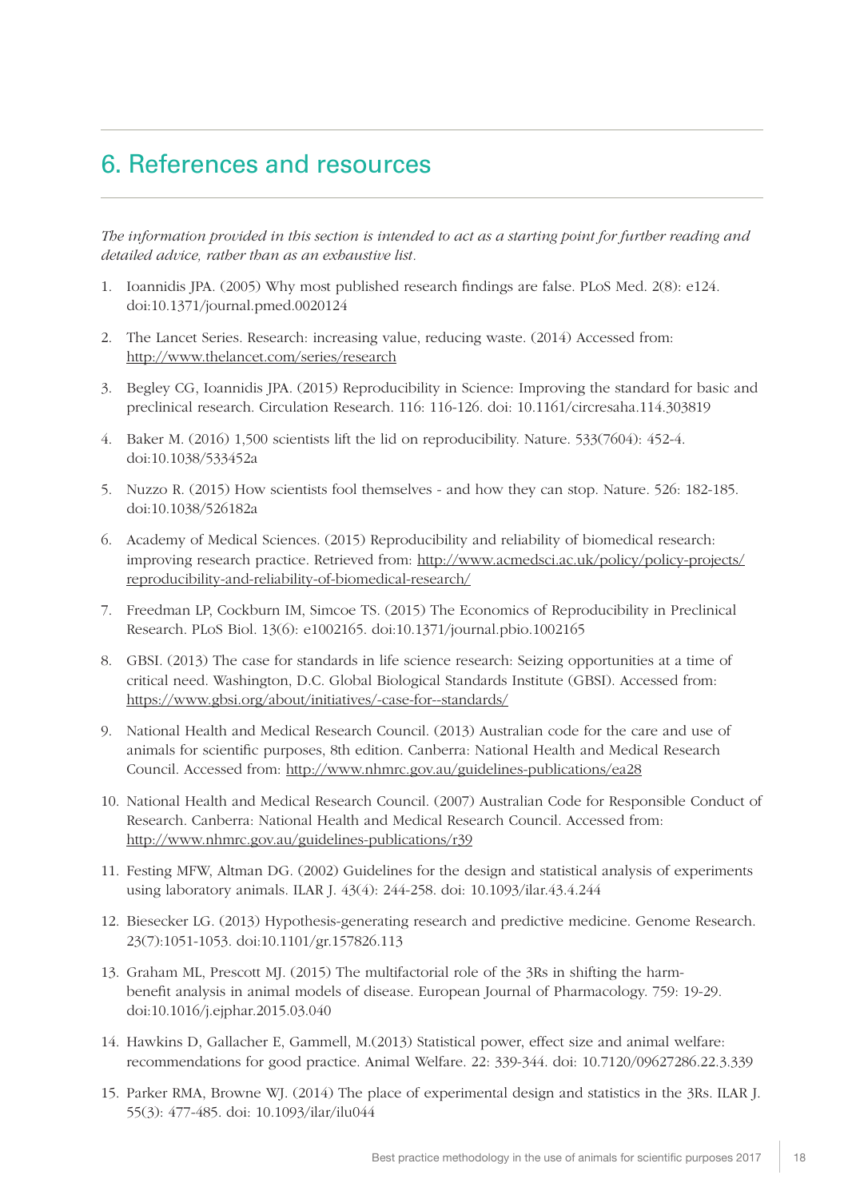# 6. References and resources

*The information provided in this section is intended to act as a starting point for further reading and detailed advice, rather than as an exhaustive list.*

1. Ioannidis JPA. (2005) Why most published research findings are false. PLoS Med. 2(8): e124. doi:10.1371/journal.pmed.0020124
2. The Lancet Series. Research: increasing value, reducing waste. (2014) Accessed from: http://www.thelancet.com/series/research
3. Begley CG, Ioannidis JPA. (2015) Reproducibility in Science: Improving the standard for basic and preclinical research. Circulation Research. 116: 116-126. doi: 10.1161/circresaha.114.303819
4. Baker M. (2016) 1,500 scientists lift the lid on reproducibility. Nature. 533(7604): 452-4. doi:10.1038/533452a
5. Nuzzo R. (2015) How scientists fool themselves - and how they can stop. Nature. 526: 182-185. doi:10.1038/526182a
6. Academy of Medical Sciences. (2015) Reproducibility and reliability of biomedical research: improving research practice. Retrieved from: http://www.acmedsci.ac.uk/policy/policy-projects/reproducibility-and-reliability-of-biomedical-research/
7. Freedman LP, Cockburn IM, Simcoe TS. (2015) The Economics of Reproducibility in Preclinical Research. PLoS Biol. 13(6): e1002165. doi:10.1371/journal.pbio.1002165
8. GBSI. (2013) The case for standards in life science research: Seizing opportunities at a time of critical need. Washington, D.C. Global Biological Standards Institute (GBSI). Accessed from: https://www.gbsi.org/about/initiatives/-case-for--standards/
9. National Health and Medical Research Council. (2013) Australian code for the care and use of animals for scientific purposes, 8th edition. Canberra: National Health and Medical Research Council. Accessed from: http://www.nhmrc.gov.au/guidelines-publications/ea28
10. National Health and Medical Research Council. (2007) Australian Code for Responsible Conduct of Research. Canberra: National Health and Medical Research Council. Accessed from: http://www.nhmrc.gov.au/guidelines-publications/r39
11. Festing MFW, Altman DG. (2002) Guidelines for the design and statistical analysis of experiments using laboratory animals. ILAR J. 43(4): 244-258. doi: 10.1093/ilar.43.4.244
12. Biesecker LG. (2013) Hypothesis-generating research and predictive medicine. Genome Research. 23(7):1051-1053. doi:10.1101/gr.157826.113
13. Graham ML, Prescott MJ. (2015) The multifactorial role of the 3Rs in shifting the harm-benefit analysis in animal models of disease. European Journal of Pharmacology. 759: 19-29. doi:10.1016/j.ejphar.2015.03.040
14. Hawkins D, Gallacher E, Gammell, M.(2013) Statistical power, effect size and animal welfare: recommendations for good practice. Animal Welfare. 22: 339-344. doi: 10.7120/09627286.22.3.339
15. Parker RMA, Browne WJ. (2014) The place of experimental design and statistics in the 3Rs. ILAR J. 55(3): 477-485. doi: 10.1093/ilar/ilu044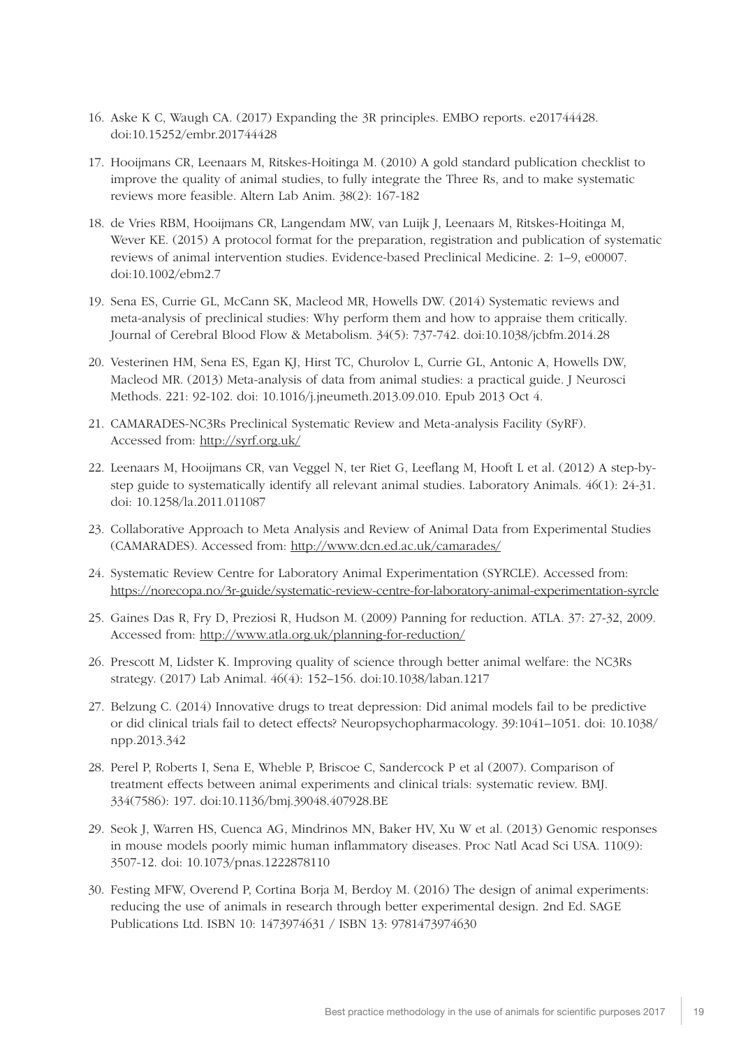16. Aske K C, Waugh CA. (2017) Expanding the 3R principles. EMBO reports. e201744428. doi:10.15252/embr.201744428

17. Hooijmans CR, Leenaars M, Ritskes-Hoitinga M. (2010) A gold standard publication checklist to improve the quality of animal studies, to fully integrate the Three Rs, and to make systematic reviews more feasible. Altern Lab Anim. 38(2): 167-182

18. de Vries RBM, Hooijmans CR, Langendam MW, van Luijk J, Leenaars M, Ritskes-Hoitinga M, Wever KE. (2015) A protocol format for the preparation, registration and publication of systematic reviews of animal intervention studies. Evidence-based Preclinical Medicine. 2: 1–9, e00007. doi:10.1002/ebm2.7

19. Sena ES, Currie GL, McCann SK, Macleod MR, Howells DW. (2014) Systematic reviews and meta-analysis of preclinical studies: Why perform them and how to appraise them critically. Journal of Cerebral Blood Flow & Metabolism. 34(5): 737-742. doi:10.1038/jcbfm.2014.28

20. Vesterinen HM, Sena ES, Egan KJ, Hirst TC, Churolov L, Currie GL, Antonic A, Howells DW, Macleod MR. (2013) Meta-analysis of data from animal studies: a practical guide. J Neurosci Methods. 221: 92-102. doi: 10.1016/j.jneumeth.2013.09.010. Epub 2013 Oct 4.

21. CAMARADES-NC3Rs Preclinical Systematic Review and Meta-analysis Facility (SyRF). Accessed from: http://syrf.org.uk/

22. Leenaars M, Hooijmans CR, van Veggel N, ter Riet G, Leeflang M, Hooft L et al. (2012) A step-by-step guide to systematically identify all relevant animal studies. Laboratory Animals. 46(1): 24-31. doi: 10.1258/la.2011.011087

23. Collaborative Approach to Meta Analysis and Review of Animal Data from Experimental Studies (CAMARADES). Accessed from: http://www.dcn.ed.ac.uk/camarades/

24. Systematic Review Centre for Laboratory Animal Experimentation (SYRCLE). Accessed from: https://norecopa.no/3r-guide/systematic-review-centre-for-laboratory-animal-experimentation-syrcle

25. Gaines Das R, Fry D, Preziosi R, Hudson M. (2009) Panning for reduction. ATLA. 37: 27-32, 2009. Accessed from: http://www.atla.org.uk/planning-for-reduction/

26. Prescott M, Lidster K. Improving quality of science through better animal welfare: the NC3Rs strategy. (2017) Lab Animal. 46(4): 152–156. doi:10.1038/laban.1217

27. Belzung C. (2014) Innovative drugs to treat depression: Did animal models fail to be predictive or did clinical trials fail to detect effects? Neuropsychopharmacology. 39:1041–1051. doi: 10.1038/npp.2013.342

28. Perel P, Roberts I, Sena E, Wheble P, Briscoe C, Sandercock P et al (2007). Comparison of treatment effects between animal experiments and clinical trials: systematic review. BMJ. 334(7586): 197. doi:10.1136/bmj.39048.407928.BE

29. Seok J, Warren HS, Cuenca AG, Mindrinos MN, Baker HV, Xu W et al. (2013) Genomic responses in mouse models poorly mimic human inflammatory diseases. Proc Natl Acad Sci USA. 110(9): 3507-12. doi: 10.1073/pnas.1222878110

30. Festing MFW, Overend P, Cortina Borja M, Berdoy M. (2016) The design of animal experiments: reducing the use of animals in research through better experimental design. 2nd Ed. SAGE Publications Ltd. ISBN 10: 1473974631 / ISBN 13: 9781473974630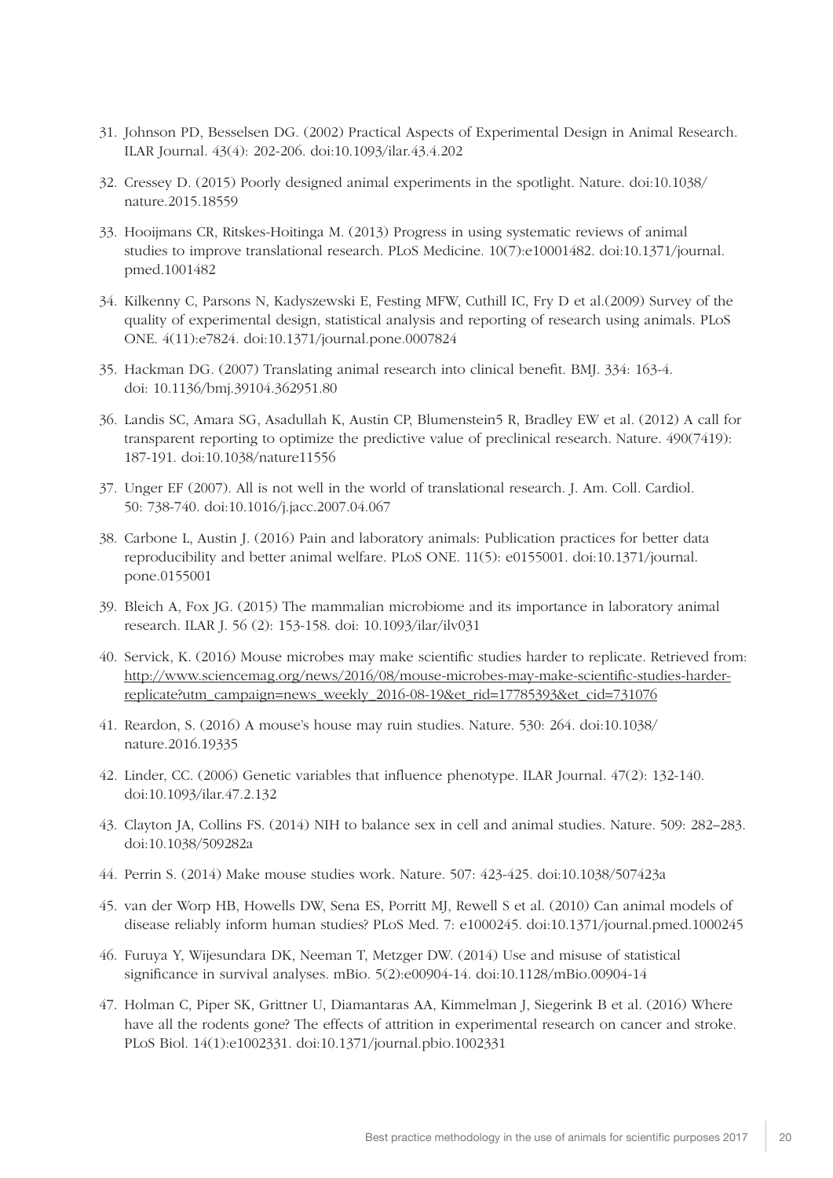31. Johnson PD, Besselsen DG. (2002) Practical Aspects of Experimental Design in Animal Research. ILAR Journal. 43(4): 202-206. doi:10.1093/ilar.43.4.202

32. Cressey D. (2015) Poorly designed animal experiments in the spotlight. Nature. doi:10.1038/nature.2015.18559

33. Hooijmans CR, Ritskes-Hoitinga M. (2013) Progress in using systematic reviews of animal studies to improve translational research. PLoS Medicine. 10(7):e10001482. doi:10.1371/journal.pmed.1001482

34. Kilkenny C, Parsons N, Kadyszewski E, Festing MFW, Cuthill IC, Fry D et al.(2009) Survey of the quality of experimental design, statistical analysis and reporting of research using animals. PLoS ONE. 4(11):e7824. doi:10.1371/journal.pone.0007824

35. Hackman DG. (2007) Translating animal research into clinical benefit. BMJ. 334: 163-4. doi: 10.1136/bmj.39104.362951.80

36. Landis SC, Amara SG, Asadullah K, Austin CP, Blumenstein5 R, Bradley EW et al. (2012) A call for transparent reporting to optimize the predictive value of preclinical research. Nature. 490(7419): 187-191. doi:10.1038/nature11556

37. Unger EF (2007). All is not well in the world of translational research. J. Am. Coll. Cardiol. 50: 738-740. doi:10.1016/j.jacc.2007.04.067

38. Carbone L, Austin J. (2016) Pain and laboratory animals: Publication practices for better data reproducibility and better animal welfare. PLoS ONE. 11(5): e0155001. doi:10.1371/journal.pone.0155001

39. Bleich A, Fox JG. (2015) The mammalian microbiome and its importance in laboratory animal research. ILAR J. 56 (2): 153-158. doi: 10.1093/ilar/ilv031

40. Servick, K. (2016) Mouse microbes may make scientific studies harder to replicate. Retrieved from: http://www.sciencemag.org/news/2016/08/mouse-microbes-may-make-scientific-studies-harder-replicate?utm_campaign=news_weekly_2016-08-19&et_rid=17785393&et_cid=731076

41. Reardon, S. (2016) A mouse's house may ruin studies. Nature. 530: 264. doi:10.1038/nature.2016.19335

42. Linder, CC. (2006) Genetic variables that influence phenotype. ILAR Journal. 47(2): 132-140. doi:10.1093/ilar.47.2.132

43. Clayton JA, Collins FS. (2014) NIH to balance sex in cell and animal studies. Nature. 509: 282–283. doi:10.1038/509282a

44. Perrin S. (2014) Make mouse studies work. Nature. 507: 423-425. doi:10.1038/507423a

45. van der Worp HB, Howells DW, Sena ES, Porritt MJ, Rewell S et al. (2010) Can animal models of disease reliably inform human studies? PLoS Med. 7: e1000245. doi:10.1371/journal.pmed.1000245

46. Furuya Y, Wijesundara DK, Neeman T, Metzger DW. (2014) Use and misuse of statistical significance in survival analyses. mBio. 5(2):e00904-14. doi:10.1128/mBio.00904-14

47. Holman C, Piper SK, Grittner U, Diamantaras AA, Kimmelman J, Siegerink B et al. (2016) Where have all the rodents gone? The effects of attrition in experimental research on cancer and stroke. PLoS Biol. 14(1):e1002331. doi:10.1371/journal.pbio.1002331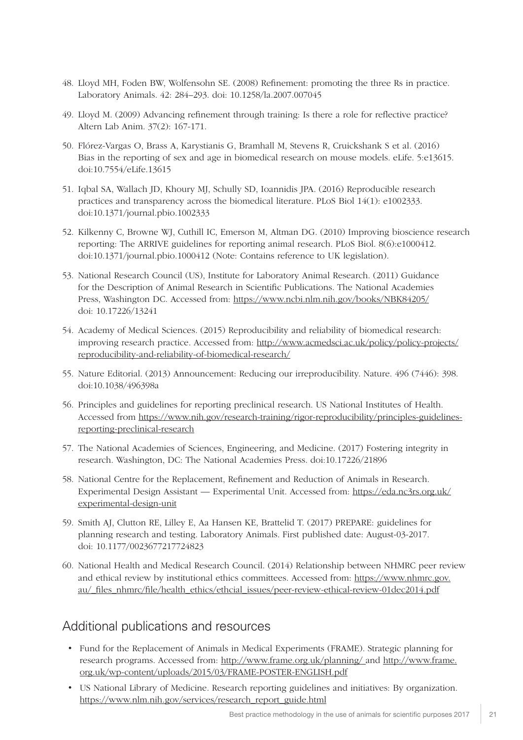48. Lloyd MH, Foden BW, Wolfensohn SE. (2008) Refinement: promoting the three Rs in practice. Laboratory Animals. 42: 284–293. doi: 10.1258/la.2007.007045

49. Lloyd M. (2009) Advancing refinement through training: Is there a role for reflective practice? Altern Lab Anim. 37(2): 167-171.

50. Flórez-Vargas O, Brass A, Karystianis G, Bramhall M, Stevens R, Cruickshank S et al. (2016) Bias in the reporting of sex and age in biomedical research on mouse models. eLife. 5:e13615. doi:10.7554/eLife.13615

51. Iqbal SA, Wallach JD, Khoury MJ, Schully SD, Ioannidis JPA. (2016) Reproducible research practices and transparency across the biomedical literature. PLoS Biol 14(1): e1002333. doi:10.1371/journal.pbio.1002333

52. Kilkenny C, Browne WJ, Cuthill IC, Emerson M, Altman DG. (2010) Improving bioscience research reporting: The ARRIVE guidelines for reporting animal research. PLoS Biol. 8(6):e1000412. doi:10.1371/journal.pbio.1000412 (Note: Contains reference to UK legislation).

53. National Research Council (US), Institute for Laboratory Animal Research. (2011) Guidance for the Description of Animal Research in Scientific Publications. The National Academies Press, Washington DC. Accessed from: https://www.ncbi.nlm.nih.gov/books/NBK84205/ doi: 10.17226/13241

54. Academy of Medical Sciences. (2015) Reproducibility and reliability of biomedical research: improving research practice. Accessed from: http://www.acmedsci.ac.uk/policy/policy-projects/reproducibility-and-reliability-of-biomedical-research/

55. Nature Editorial. (2013) Announcement: Reducing our irreproducibility. Nature. 496 (7446): 398. doi:10.1038/496398a

56. Principles and guidelines for reporting preclinical research. US National Institutes of Health. Accessed from https://www.nih.gov/research-training/rigor-reproducibility/principles-guidelines-reporting-preclinical-research

57. The National Academies of Sciences, Engineering, and Medicine. (2017) Fostering integrity in research. Washington, DC: The National Academies Press. doi:10.17226/21896

58. National Centre for the Replacement, Refinement and Reduction of Animals in Research. Experimental Design Assistant — Experimental Unit. Accessed from: https://eda.nc3rs.org.uk/experimental-design-unit

59. Smith AJ, Clutton RE, Lilley E, Aa Hansen KE, Brattelid T. (2017) PREPARE: guidelines for planning research and testing. Laboratory Animals. First published date: August-03-2017. doi: 10.1177/0023677217724823

60. National Health and Medical Research Council. (2014) Relationship between NHMRC peer review and ethical review by institutional ethics committees. Accessed from: https://www.nhmrc.gov.au/_files_nhmrc/file/health_ethics/ethcial_issues/peer-review-ethical-review-01dec2014.pdf

## Additional publications and resources

- Fund for the Replacement of Animals in Medical Experiments (FRAME). Strategic planning for research programs. Accessed from: http://www.frame.org.uk/planning/ and http://www.frame.org.uk/wp-content/uploads/2015/03/FRAME-POSTER-ENGLISH.pdf
- US National Library of Medicine. Research reporting guidelines and initiatives: By organization. https://www.nlm.nih.gov/services/research_report_guide.html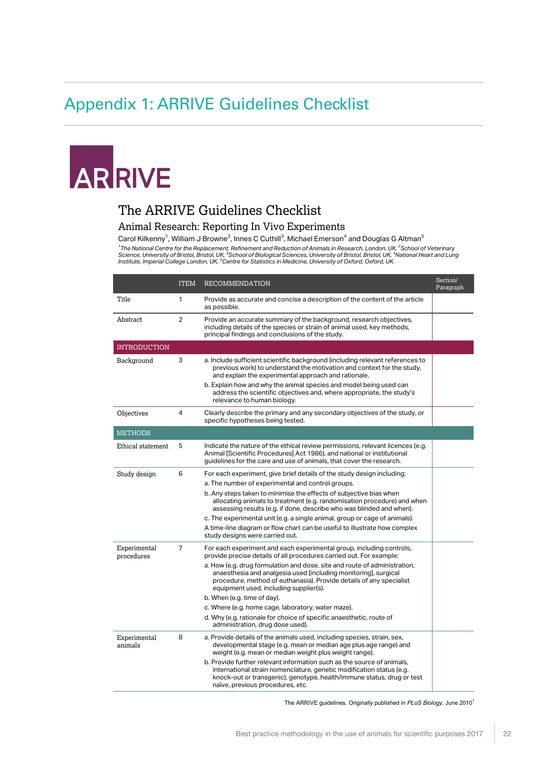# Appendix 1: ARRIVE Guidelines Checklist

ARRIVE

## The ARRIVE Guidelines Checklist

### Animal Research: Reporting In Vivo Experiments

Carol Kilkenny[1], William J Browne[2], Innes C Cuthill[3], Michael Emerson[4] and Douglas G Altman[5]

*[1]The National Centre for the Replacement, Refinement and Reduction of Animals in Research, London, UK, [2]School of Veterinary Science, University of Bristol, Bristol, UK, [3]School of Biological Sciences, University of Bristol, Bristol, UK, [4]National Heart and Lung Institute, Imperial College London, UK, [5]Centre for Statistics in Medicine, University of Oxford, Oxford, UK.*

| | ITEM | RECOMMENDATION | Section/ Paragraph |
|---|---|---|---|
| Title | 1 | Provide as accurate and concise a description of the content of the article as possible. | |
| Abstract | 2 | Provide an accurate summary of the background, research objectives, including details of the species or strain of animal used, key methods, principal findings and conclusions of the study. | |
| **INTRODUCTION** | | | |
| Background | 3 | a. Include sufficient scientific background (including relevant references to previous work) to understand the motivation and context for the study, and explain the experimental approach and rationale.<br>b. Explain how and why the animal species and model being used can address the scientific objectives and, where appropriate, the study's relevance to human biology. | |
| Objectives | 4 | Clearly describe the primary and any secondary objectives of the study, or specific hypotheses being tested. | |
| **METHODS** | | | |
| Ethical statement | 5 | Indicate the nature of the ethical review permissions, relevant licences (e.g. Animal [Scientific Procedures] Act 1986), and national or institutional guidelines for the care and use of animals, that cover the research. | |
| Study design | 6 | For each experiment, give brief details of the study design including:<br>a. The number of experimental and control groups.<br>b. Any steps taken to minimise the effects of subjective bias when allocating animals to treatment (e.g. randomisation procedure) and when assessing results (e.g. if done, describe who was blinded and when).<br>c. The experimental unit (e.g. a single animal, group or cage of animals).<br>A time-line diagram or flow chart can be useful to illustrate how complex study designs were carried out. | |
| Experimental procedures | 7 | For each experiment and each experimental group, including controls, provide precise details of all procedures carried out. For example:<br>a. How (e.g. drug formulation and dose, site and route of administration, anaesthesia and analgesia used [including monitoring], surgical procedure, method of euthanasia). Provide details of any specialist equipment used, including supplier(s).<br>b. When (e.g. time of day).<br>c. Where (e.g. home cage, laboratory, water maze).<br>d. Why (e.g. rationale for choice of specific anaesthetic, route of administration, drug dose used). | |
| Experimental animals | 8 | a. Provide details of the animals used, including species, strain, sex, developmental stage (e.g. mean or median age plus age range) and weight (e.g. mean or median weight plus weight range).<br>b. Provide further relevant information such as the source of animals, international strain nomenclature, genetic modification status (e.g. knock-out or transgenic), genotype, health/immune status, drug or test naïve, previous procedures, etc. | |

The ARRIVE guidelines. Originally published in *PLoS Biology*, June 2010[1]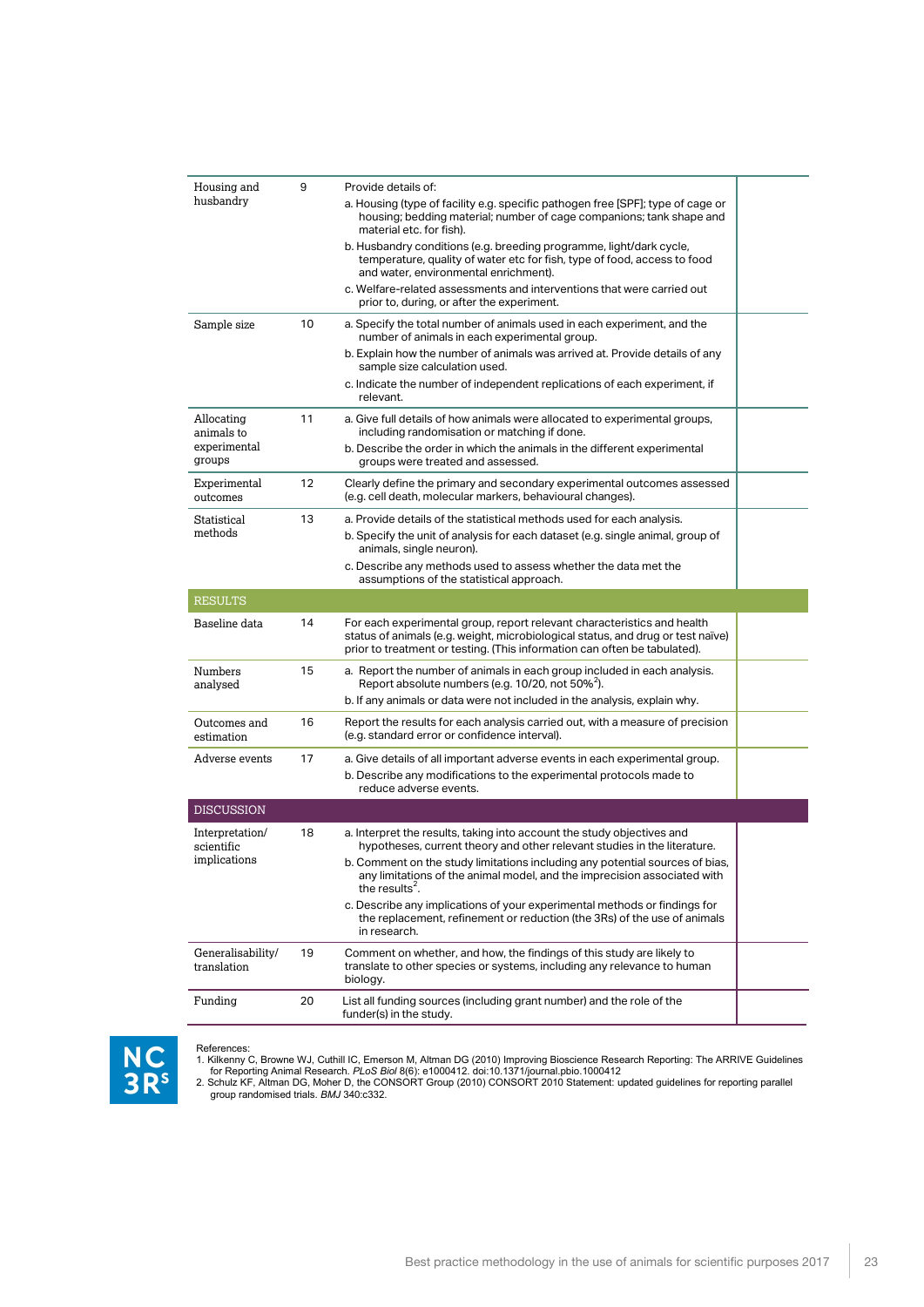| | | | |
|---|---|---|---|
| Housing and husbandry | 9 | Provide details of:<br>a. Housing (type of facility e.g. specific pathogen free [SPF]; type of cage or housing; bedding material; number of cage companions; tank shape and material etc. for fish).<br>b. Husbandry conditions (e.g. breeding programme, light/dark cycle, temperature, quality of water etc for fish, type of food, access to food and water, environmental enrichment).<br>c. Welfare-related assessments and interventions that were carried out prior to, during, or after the experiment. | |
| Sample size | 10 | a. Specify the total number of animals used in each experiment, and the number of animals in each experimental group.<br>b. Explain how the number of animals was arrived at. Provide details of any sample size calculation used.<br>c. Indicate the number of independent replications of each experiment, if relevant. | |
| Allocating animals to experimental groups | 11 | a. Give full details of how animals were allocated to experimental groups, including randomisation or matching if done.<br>b. Describe the order in which the animals in the different experimental groups were treated and assessed. | |
| Experimental outcomes | 12 | Clearly define the primary and secondary experimental outcomes assessed (e.g. cell death, molecular markers, behavioural changes). | |
| Statistical methods | 13 | a. Provide details of the statistical methods used for each analysis.<br>b. Specify the unit of analysis for each dataset (e.g. single animal, group of animals, single neuron).<br>c. Describe any methods used to assess whether the data met the assumptions of the statistical approach. | |
| **RESULTS** | | | |
| Baseline data | 14 | For each experimental group, report relevant characteristics and health status of animals (e.g. weight, microbiological status, and drug or test naïve) prior to treatment or testing. (This information can often be tabulated). | |
| Numbers analysed | 15 | a. Report the number of animals in each group included in each analysis. Report absolute numbers (e.g. 10/20, not 50%[2]).<br>b. If any animals or data were not included in the analysis, explain why. | |
| Outcomes and estimation | 16 | Report the results for each analysis carried out, with a measure of precision (e.g. standard error or confidence interval). | |
| Adverse events | 17 | a. Give details of all important adverse events in each experimental group.<br>b. Describe any modifications to the experimental protocols made to reduce adverse events. | |
| **DISCUSSION** | | | |
| Interpretation/ scientific implications | 18 | a. Interpret the results, taking into account the study objectives and hypotheses, current theory and other relevant studies in the literature.<br>b. Comment on the study limitations including any potential sources of bias, any limitations of the animal model, and the imprecision associated with the results[2].<br>c. Describe any implications of your experimental methods or findings for the replacement, refinement or reduction (the 3Rs) of the use of animals in research. | |
| Generalisability/ translation | 19 | Comment on whether, and how, the findings of this study are likely to translate to other species or systems, including any relevance to human biology. | |
| Funding | 20 | List all funding sources (including grant number) and the role of the funder(s) in the study. | |

NC3Rs

References:
1. Kilkenny C, Browne WJ, Cuthill IC, Emerson M, Altman DG (2010) Improving Bioscience Research Reporting: The ARRIVE Guidelines for Reporting Animal Research. *PLoS Biol* 8(6): e1000412. doi:10.1371/journal.pbio.1000412
2. Schulz KF, Altman DG, Moher D, the CONSORT Group (2010) CONSORT 2010 Statement: updated guidelines for reporting parallel group randomised trials. *BMJ* 340:c332.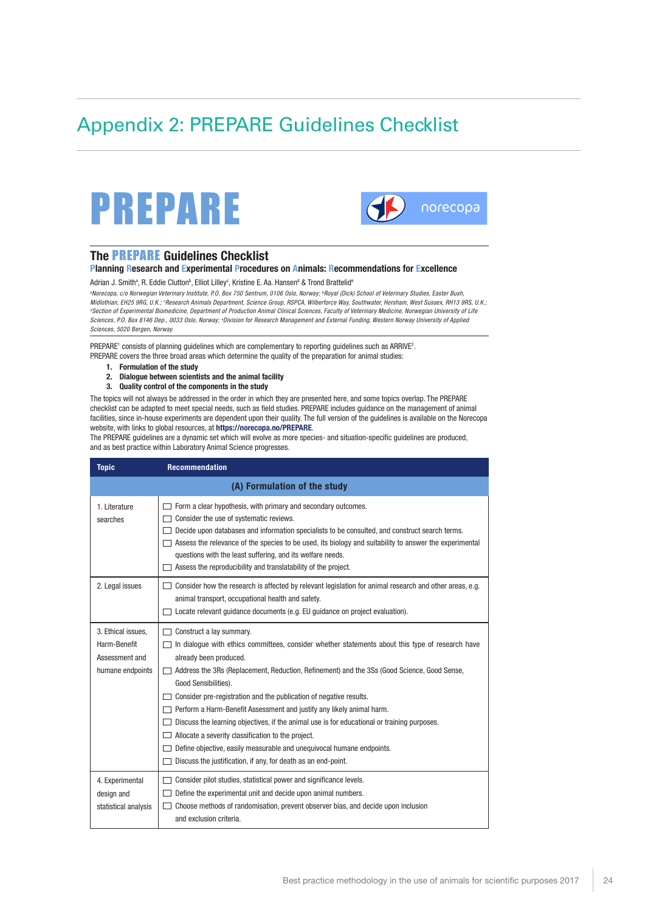# Appendix 2: PREPARE Guidelines Checklist

# PREPARE

norecopa

## The PREPARE Guidelines Checklist

**Planning Research and Experimental Procedures on Animals: Recommendations for Excellence**

Adrian J. Smith[a], R. Eddie Clutton[b], Elliot Lilley[c], Kristine E. Aa. Hansen[d] & Trond Brattelid[e]

*[a]Norecopa, c/o Norwegian Veterinary Institute, P.O. Box 750 Sentrum, 0106 Oslo, Norway; [b]Royal (Dick) School of Veterinary Studies, Easter Bush, Midlothian, EH25 9RG, U.K.; [c]Research Animals Department, Science Group, RSPCA, Wilberforce Way, Southwater, Horsham, West Sussex, RH13 9RS, U.K.; [d]Section of Experimental Biomedicine, Department of Production Animal Clinical Sciences, Faculty of Veterinary Medicine, Norwegian University of Life Sciences, P.O. Box 8146 Dep., 0033 Oslo, Norway; [e]Division for Research Management and External Funding, Western Norway University of Applied Sciences, 5020 Bergen, Norway.*

PREPARE[1] consists of planning guidelines which are complementary to reporting guidelines such as ARRIVE[2].
PREPARE covers the three broad areas which determine the quality of the preparation for animal studies:

1. **Formulation of the study**
2. **Dialogue between scientists and the animal facility**
3. **Quality control of the components in the study**

The topics will not always be addressed in the order in which they are presented here, and some topics overlap. The PREPARE checklist can be adapted to meet special needs, such as field studies. PREPARE includes guidance on the management of animal facilities, since in-house experiments are dependent upon their quality. The full version of the guidelines is available on the Norecopa website, with links to global resources, at **https://norecopa.no/PREPARE**.
The PREPARE guidelines are a dynamic set which will evolve as more species- and situation-specific guidelines are produced, and as best practice within Laboratory Animal Science progresses.

| Topic | Recommendation |
|---|---|
| **(A) Formulation of the study** | |
| 1. Literature searches | ☐ Form a clear hypothesis, with primary and secondary outcomes.<br>☐ Consider the use of systematic reviews.<br>☐ Decide upon databases and information specialists to be consulted, and construct search terms.<br>☐ Assess the relevance of the species to be used, its biology and suitability to answer the experimental questions with the least suffering, and its welfare needs.<br>☐ Assess the reproducibility and translatability of the project. |
| 2. Legal issues | ☐ Consider how the research is affected by relevant legislation for animal research and other areas, e.g. animal transport, occupational health and safety.<br>☐ Locate relevant guidance documents (e.g. EU guidance on project evaluation). |
| 3. Ethical issues, Harm-Benefit Assessment and humane endpoints | ☐ Construct a lay summary.<br>☐ In dialogue with ethics committees, consider whether statements about this type of research have already been produced.<br>☐ Address the 3Rs (Replacement, Reduction, Refinement) and the 3Ss (Good Science, Good Sense, Good Sensibilities).<br>☐ Consider pre-registration and the publication of negative results.<br>☐ Perform a Harm-Benefit Assessment and justify any likely animal harm.<br>☐ Discuss the learning objectives, if the animal use is for educational or training purposes.<br>☐ Allocate a severity classification to the project.<br>☐ Define objective, easily measurable and unequivocal humane endpoints.<br>☐ Discuss the justification, if any, for death as an end-point. |
| 4. Experimental design and statistical analysis | ☐ Consider pilot studies, statistical power and significance levels.<br>☐ Define the experimental unit and decide upon animal numbers.<br>☐ Choose methods of randomisation, prevent observer bias, and decide upon inclusion and exclusion criteria. |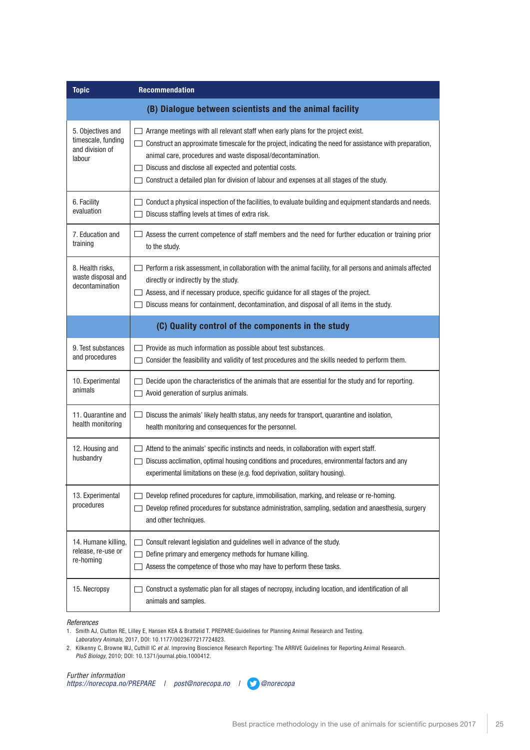| Topic | Recommendation |
|---|---|
| **(B) Dialogue between scientists and the animal facility** | |
| 5. Objectives and timescale, funding and division of labour | ☐ Arrange meetings with all relevant staff when early plans for the project exist.<br>☐ Construct an approximate timescale for the project, indicating the need for assistance with preparation, animal care, procedures and waste disposal/decontamination.<br>☐ Discuss and disclose all expected and potential costs.<br>☐ Construct a detailed plan for division of labour and expenses at all stages of the study. |
| 6. Facility evaluation | ☐ Conduct a physical inspection of the facilities, to evaluate building and equipment standards and needs.<br>☐ Discuss staffing levels at times of extra risk. |
| 7. Education and training | ☐ Assess the current competence of staff members and the need for further education or training prior to the study. |
| 8. Health risks, waste disposal and decontamination | ☐ Perform a risk assessment, in collaboration with the animal facility, for all persons and animals affected directly or indirectly by the study.<br>☐ Assess, and if necessary produce, specific guidance for all stages of the project.<br>☐ Discuss means for containment, decontamination, and disposal of all items in the study. |
| **(C) Quality control of the components in the study** | |
| 9. Test substances and procedures | ☐ Provide as much information as possible about test substances.<br>☐ Consider the feasibility and validity of test procedures and the skills needed to perform them. |
| 10. Experimental animals | ☐ Decide upon the characteristics of the animals that are essential for the study and for reporting.<br>☐ Avoid generation of surplus animals. |
| 11. Quarantine and health monitoring | ☐ Discuss the animals' likely health status, any needs for transport, quarantine and isolation, health monitoring and consequences for the personnel. |
| 12. Housing and husbandry | ☐ Attend to the animals' specific instincts and needs, in collaboration with expert staff.<br>☐ Discuss acclimation, optimal housing conditions and procedures, environmental factors and any experimental limitations on these (e.g. food deprivation, solitary housing). |
| 13. Experimental procedures | ☐ Develop refined procedures for capture, immobilisation, marking, and release or re-homing.<br>☐ Develop refined procedures for substance administration, sampling, sedation and anaesthesia, surgery and other techniques. |
| 14. Humane killing, release, re-use or re-homing | ☐ Consult relevant legislation and guidelines well in advance of the study.<br>☐ Define primary and emergency methods for humane killing.<br>☐ Assess the competence of those who may have to perform these tasks. |
| 15. Necropsy | ☐ Construct a systematic plan for all stages of necropsy, including location, and identification of all animals and samples. |

*References*

1. Smith AJ, Clutton RE, Lilley E, Hansen KEA & Brattelid T. PREPARE:Guidelines for Planning Animal Research and Testing. *Laboratory Animals*, 2017, DOI: 10.1177/0023677217724823.
2. Kilkenny C, Browne WJ, Cuthill IC *et al.* Improving Bioscience Research Reporting: The ARRIVE Guidelines for Reporting Animal Research. *PloS Biology*, 2010; DOI: 10.1371/journal.pbio.1000412.

*Further information*
*https://norecopa.no/PREPARE* | *post@norecopa.no* | *@norecopa*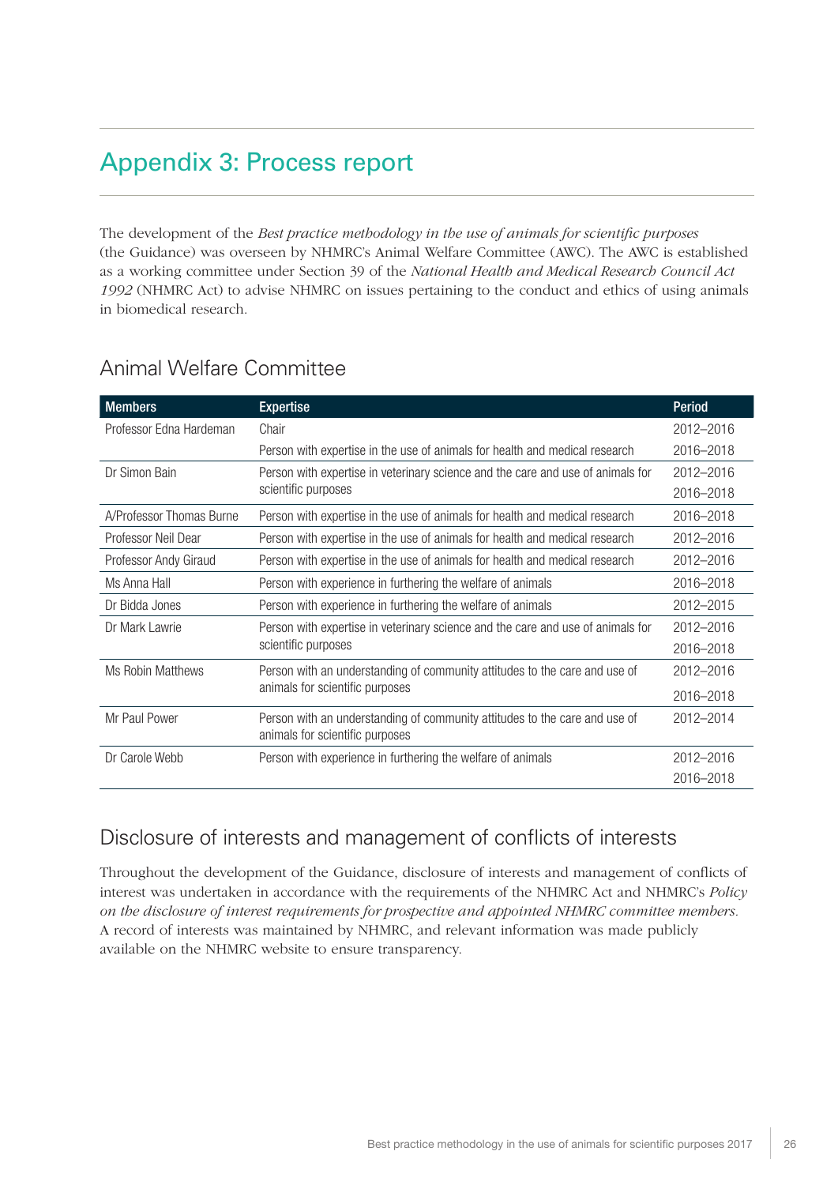# Appendix 3: Process report

The development of the *Best practice methodology in the use of animals for scientific purposes* (the Guidance) was overseen by NHMRC's Animal Welfare Committee (AWC). The AWC is established as a working committee under Section 39 of the *National Health and Medical Research Council Act 1992* (NHMRC Act) to advise NHMRC on issues pertaining to the conduct and ethics of using animals in biomedical research.

## Animal Welfare Committee

| Members | Expertise | Period |
|---|---|---|
| Professor Edna Hardeman | Chair | 2012–2016 |
| | Person with expertise in the use of animals for health and medical research | 2016–2018 |
| Dr Simon Bain | Person with expertise in veterinary science and the care and use of animals for scientific purposes | 2012–2016<br>2016–2018 |
| A/Professor Thomas Burne | Person with expertise in the use of animals for health and medical research | 2016–2018 |
| Professor Neil Dear | Person with expertise in the use of animals for health and medical research | 2012–2016 |
| Professor Andy Giraud | Person with expertise in the use of animals for health and medical research | 2012–2016 |
| Ms Anna Hall | Person with experience in furthering the welfare of animals | 2016–2018 |
| Dr Bidda Jones | Person with experience in furthering the welfare of animals | 2012–2015 |
| Dr Mark Lawrie | Person with expertise in veterinary science and the care and use of animals for scientific purposes | 2012–2016<br>2016–2018 |
| Ms Robin Matthews | Person with an understanding of community attitudes to the care and use of animals for scientific purposes | 2012–2016<br>2016–2018 |
| Mr Paul Power | Person with an understanding of community attitudes to the care and use of animals for scientific purposes | 2012–2014 |
| Dr Carole Webb | Person with experience in furthering the welfare of animals | 2012–2016<br>2016–2018 |

## Disclosure of interests and management of conflicts of interests

Throughout the development of the Guidance, disclosure of interests and management of conflicts of interest was undertaken in accordance with the requirements of the NHMRC Act and NHMRC's *Policy on the disclosure of interest requirements for prospective and appointed NHMRC committee members*. A record of interests was maintained by NHMRC, and relevant information was made publicly available on the NHMRC website to ensure transparency.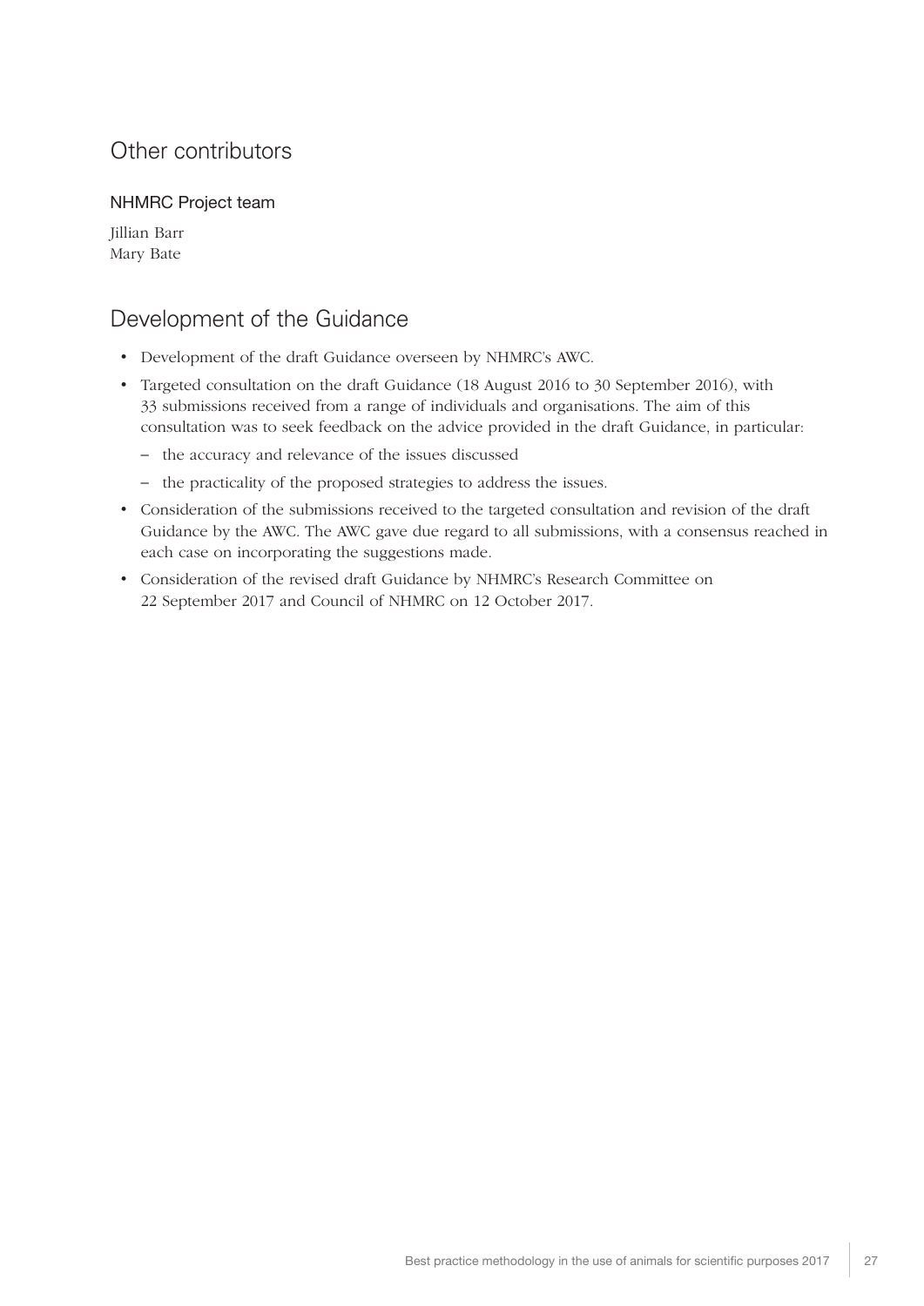## Other contributors

### NHMRC Project team

Jillian Barr
Mary Bate

## Development of the Guidance

- Development of the draft Guidance overseen by NHMRC's AWC.
- Targeted consultation on the draft Guidance (18 August 2016 to 30 September 2016), with 33 submissions received from a range of individuals and organisations. The aim of this consultation was to seek feedback on the advice provided in the draft Guidance, in particular:
  - the accuracy and relevance of the issues discussed
  - the practicality of the proposed strategies to address the issues.
- Consideration of the submissions received to the targeted consultation and revision of the draft Guidance by the AWC. The AWC gave due regard to all submissions, with a consensus reached in each case on incorporating the suggestions made.
- Consideration of the revised draft Guidance by NHMRC's Research Committee on 22 September 2017 and Council of NHMRC on 12 October 2017.